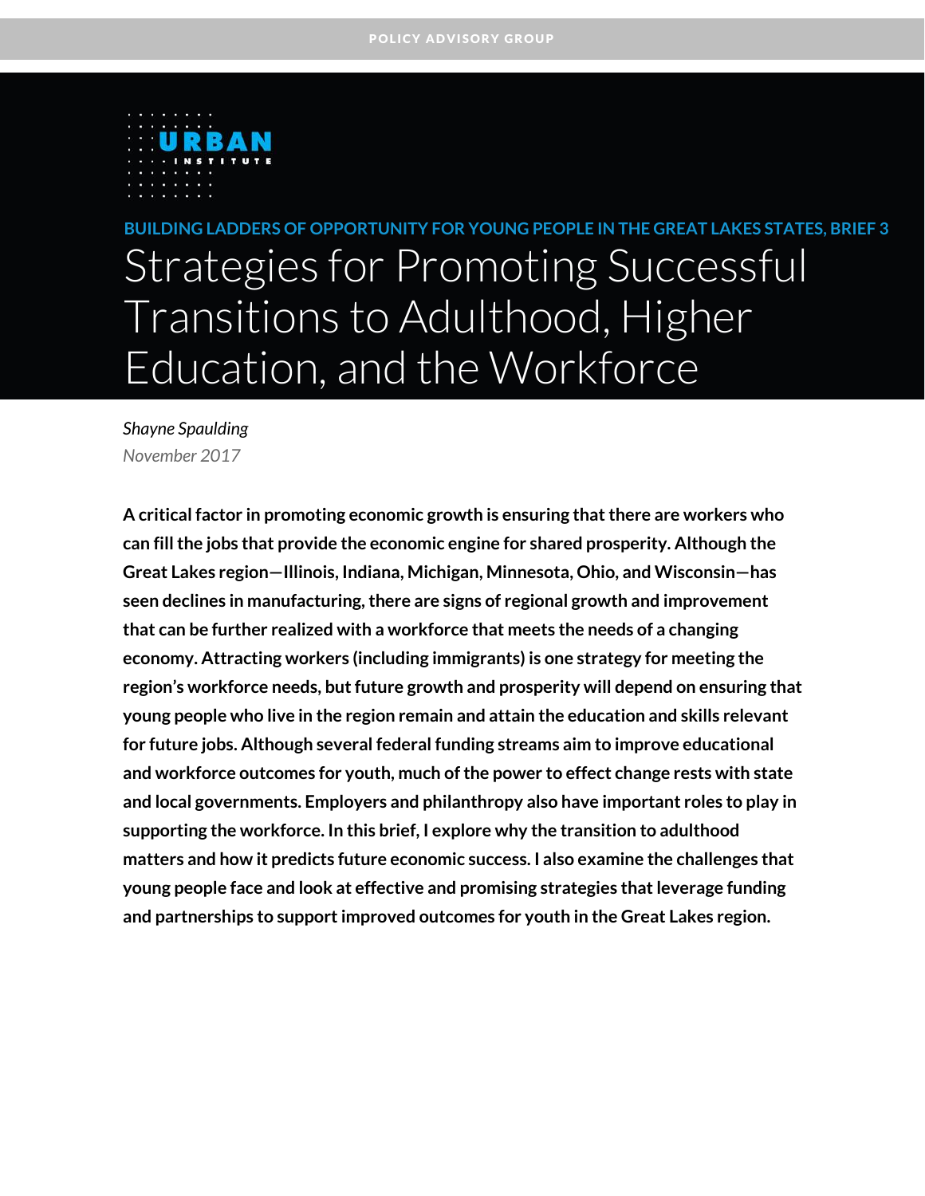POLICY ADVISORY GROUP

URBAN INSTITUTE

BUILDING LADDERS OF OPPORTUNITY FOR YOUNG PEOPLE IN THE GREAT LAKES STATES, BRIEF 3

# Strategies for Promoting Successful Transitions to Adulthood, Higher Education, and the Workforce

*Shayne Spaulding*

*November 2017*

**A critical factor in promoting economic growth is ensuring that there are workers who can fill the jobs that provide the economic engine for shared prosperity. Although the Great Lakes region—Illinois, Indiana, Michigan, Minnesota, Ohio, and Wisconsin—has seen declines in manufacturing, there are signs of regional growth and improvement that can be further realized with a workforce that meets the needs of a changing economy. Attracting workers (including immigrants) is one strategy for meeting the region's workforce needs, but future growth and prosperity will depend on ensuring that young people who live in the region remain and attain the education and skills relevant for future jobs. Although several federal funding streams aim to improve educational and workforce outcomes for youth, much of the power to effect change rests with state and local governments. Employers and philanthropy also have important roles to play in supporting the workforce. In this brief, I explore why the transition to adulthood matters and how it predicts future economic success. I also examine the challenges that young people face and look at effective and promising strategies that leverage funding and partnerships to support improved outcomes for youth in the Great Lakes region.**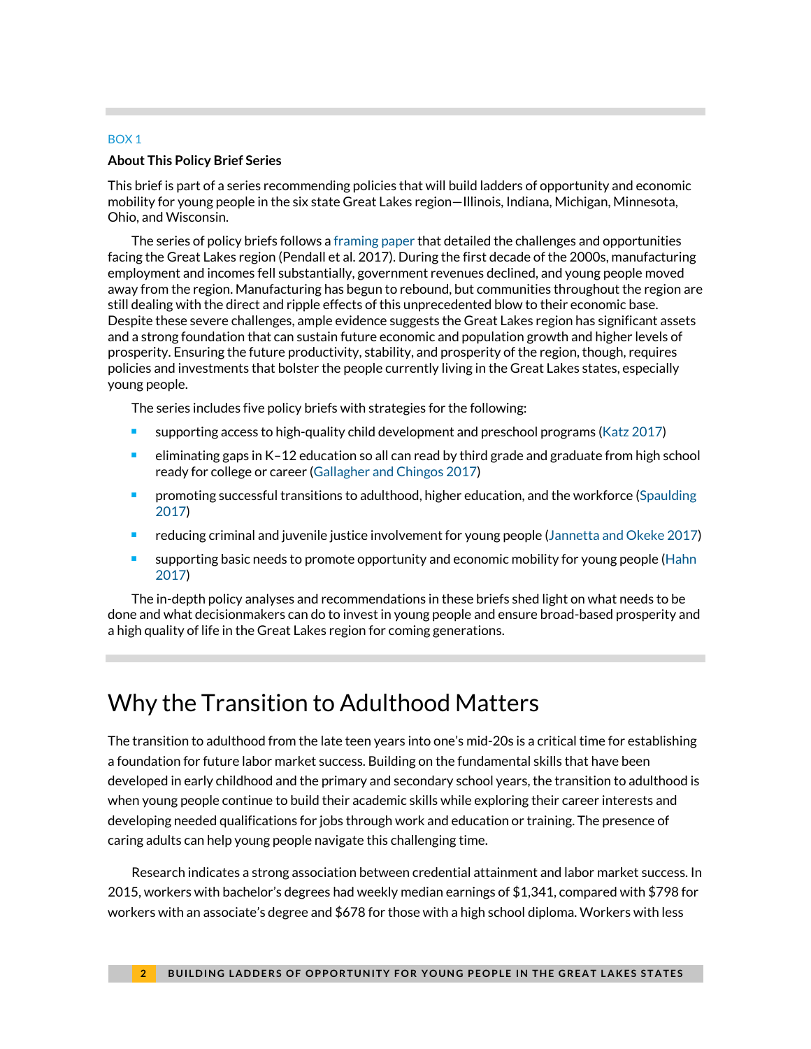BOX 1

**About This Policy Brief Series**

This brief is part of a series recommending policies that will build ladders of opportunity and economic mobility for young people in the six state Great Lakes region—Illinois, Indiana, Michigan, Minnesota, Ohio, and Wisconsin.

The series of policy briefs follows a framing paper that detailed the challenges and opportunities facing the Great Lakes region (Pendall et al. 2017). During the first decade of the 2000s, manufacturing employment and incomes fell substantially, government revenues declined, and young people moved away from the region. Manufacturing has begun to rebound, but communities throughout the region are still dealing with the direct and ripple effects of this unprecedented blow to their economic base. Despite these severe challenges, ample evidence suggests the Great Lakes region has significant assets and a strong foundation that can sustain future economic and population growth and higher levels of prosperity. Ensuring the future productivity, stability, and prosperity of the region, though, requires policies and investments that bolster the people currently living in the Great Lakes states, especially young people.

The series includes five policy briefs with strategies for the following:

- supporting access to high-quality child development and preschool programs (Katz 2017)
- eliminating gaps in K–12 education so all can read by third grade and graduate from high school ready for college or career (Gallagher and Chingos 2017)
- promoting successful transitions to adulthood, higher education, and the workforce (Spaulding 2017)
- reducing criminal and juvenile justice involvement for young people (Jannetta and Okeke 2017)
- supporting basic needs to promote opportunity and economic mobility for young people (Hahn 2017)

The in-depth policy analyses and recommendations in these briefs shed light on what needs to be done and what decisionmakers can do to invest in young people and ensure broad-based prosperity and a high quality of life in the Great Lakes region for coming generations.

# Why the Transition to Adulthood Matters

The transition to adulthood from the late teen years into one's mid-20s is a critical time for establishing a foundation for future labor market success. Building on the fundamental skills that have been developed in early childhood and the primary and secondary school years, the transition to adulthood is when young people continue to build their academic skills while exploring their career interests and developing needed qualifications for jobs through work and education or training. The presence of caring adults can help young people navigate this challenging time.

Research indicates a strong association between credential attainment and labor market success. In 2015, workers with bachelor's degrees had weekly median earnings of $1,341, compared with $798 for workers with an associate's degree and $678 for those with a high school diploma. Workers with less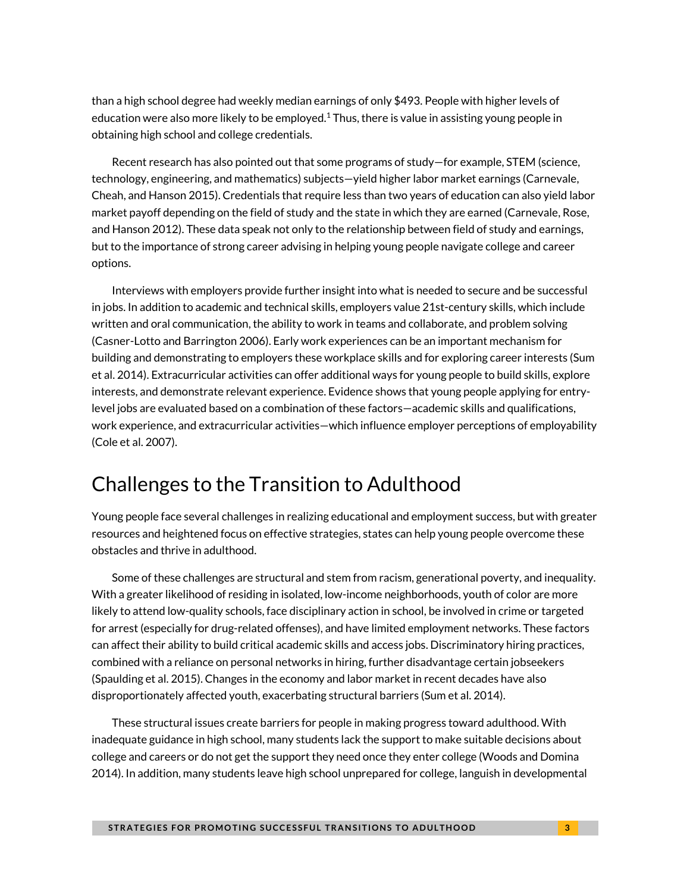than a high school degree had weekly median earnings of only $493. People with higher levels of education were also more likely to be employed.[1] Thus, there is value in assisting young people in obtaining high school and college credentials.

Recent research has also pointed out that some programs of study—for example, STEM (science, technology, engineering, and mathematics) subjects—yield higher labor market earnings (Carnevale, Cheah, and Hanson 2015). Credentials that require less than two years of education can also yield labor market payoff depending on the field of study and the state in which they are earned (Carnevale, Rose, and Hanson 2012). These data speak not only to the relationship between field of study and earnings, but to the importance of strong career advising in helping young people navigate college and career options.

Interviews with employers provide further insight into what is needed to secure and be successful in jobs. In addition to academic and technical skills, employers value 21st-century skills, which include written and oral communication, the ability to work in teams and collaborate, and problem solving (Casner-Lotto and Barrington 2006). Early work experiences can be an important mechanism for building and demonstrating to employers these workplace skills and for exploring career interests (Sum et al. 2014). Extracurricular activities can offer additional ways for young people to build skills, explore interests, and demonstrate relevant experience. Evidence shows that young people applying for entry-level jobs are evaluated based on a combination of these factors—academic skills and qualifications, work experience, and extracurricular activities—which influence employer perceptions of employability (Cole et al. 2007).

## Challenges to the Transition to Adulthood

Young people face several challenges in realizing educational and employment success, but with greater resources and heightened focus on effective strategies, states can help young people overcome these obstacles and thrive in adulthood.

Some of these challenges are structural and stem from racism, generational poverty, and inequality. With a greater likelihood of residing in isolated, low-income neighborhoods, youth of color are more likely to attend low-quality schools, face disciplinary action in school, be involved in crime or targeted for arrest (especially for drug-related offenses), and have limited employment networks. These factors can affect their ability to build critical academic skills and access jobs. Discriminatory hiring practices, combined with a reliance on personal networks in hiring, further disadvantage certain jobseekers (Spaulding et al. 2015). Changes in the economy and labor market in recent decades have also disproportionately affected youth, exacerbating structural barriers (Sum et al. 2014).

These structural issues create barriers for people in making progress toward adulthood. With inadequate guidance in high school, many students lack the support to make suitable decisions about college and careers or do not get the support they need once they enter college (Woods and Domina 2014). In addition, many students leave high school unprepared for college, languish in developmental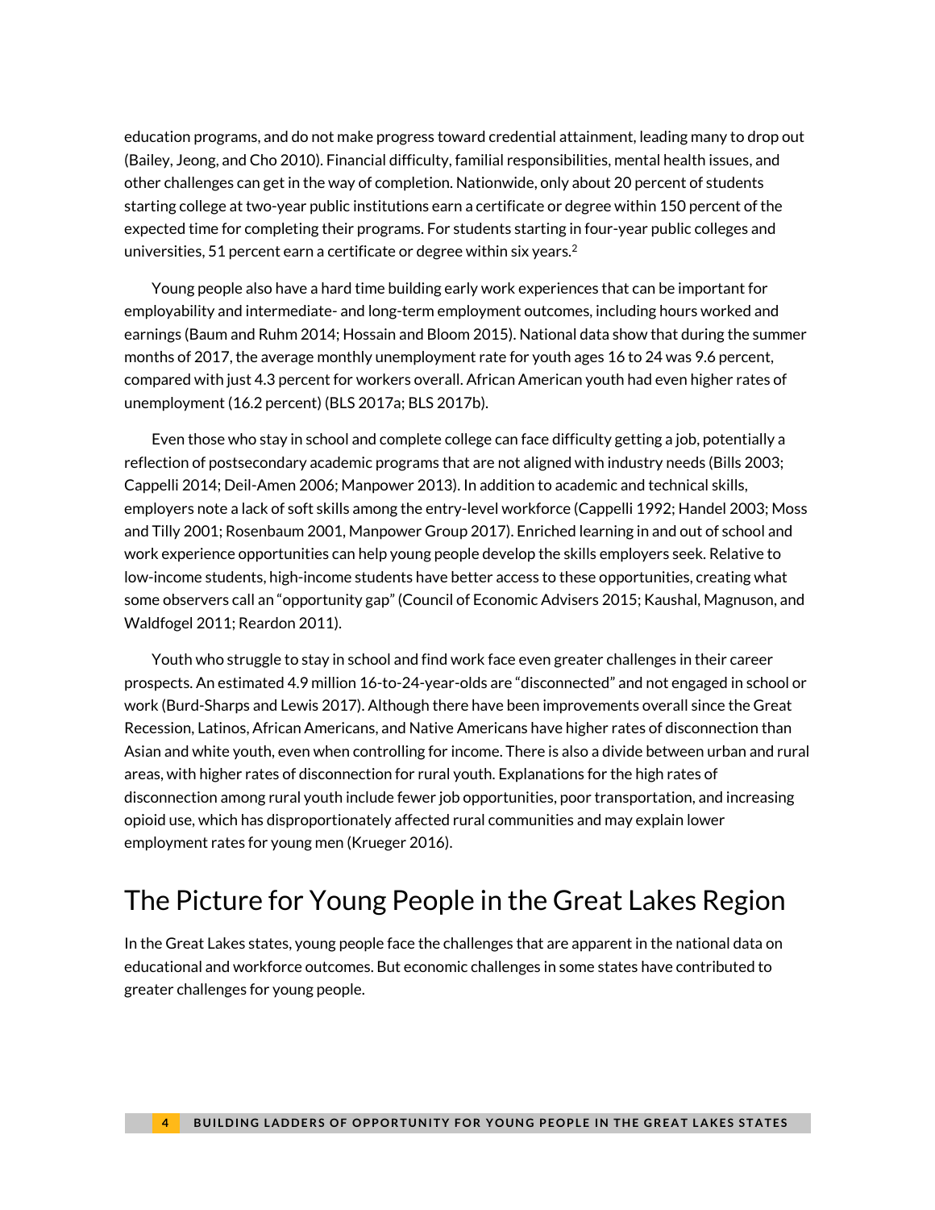education programs, and do not make progress toward credential attainment, leading many to drop out (Bailey, Jeong, and Cho 2010). Financial difficulty, familial responsibilities, mental health issues, and other challenges can get in the way of completion. Nationwide, only about 20 percent of students starting college at two-year public institutions earn a certificate or degree within 150 percent of the expected time for completing their programs. For students starting in four-year public colleges and universities, 51 percent earn a certificate or degree within six years.[2]

Young people also have a hard time building early work experiences that can be important for employability and intermediate- and long-term employment outcomes, including hours worked and earnings (Baum and Ruhm 2014; Hossain and Bloom 2015). National data show that during the summer months of 2017, the average monthly unemployment rate for youth ages 16 to 24 was 9.6 percent, compared with just 4.3 percent for workers overall. African American youth had even higher rates of unemployment (16.2 percent) (BLS 2017a; BLS 2017b).

Even those who stay in school and complete college can face difficulty getting a job, potentially a reflection of postsecondary academic programs that are not aligned with industry needs (Bills 2003; Cappelli 2014; Deil-Amen 2006; Manpower 2013). In addition to academic and technical skills, employers note a lack of soft skills among the entry-level workforce (Cappelli 1992; Handel 2003; Moss and Tilly 2001; Rosenbaum 2001, Manpower Group 2017). Enriched learning in and out of school and work experience opportunities can help young people develop the skills employers seek. Relative to low-income students, high-income students have better access to these opportunities, creating what some observers call an "opportunity gap" (Council of Economic Advisers 2015; Kaushal, Magnuson, and Waldfogel 2011; Reardon 2011).

Youth who struggle to stay in school and find work face even greater challenges in their career prospects. An estimated 4.9 million 16-to-24-year-olds are "disconnected" and not engaged in school or work (Burd-Sharps and Lewis 2017). Although there have been improvements overall since the Great Recession, Latinos, African Americans, and Native Americans have higher rates of disconnection than Asian and white youth, even when controlling for income. There is also a divide between urban and rural areas, with higher rates of disconnection for rural youth. Explanations for the high rates of disconnection among rural youth include fewer job opportunities, poor transportation, and increasing opioid use, which has disproportionately affected rural communities and may explain lower employment rates for young men (Krueger 2016).

## The Picture for Young People in the Great Lakes Region

In the Great Lakes states, young people face the challenges that are apparent in the national data on educational and workforce outcomes. But economic challenges in some states have contributed to greater challenges for young people.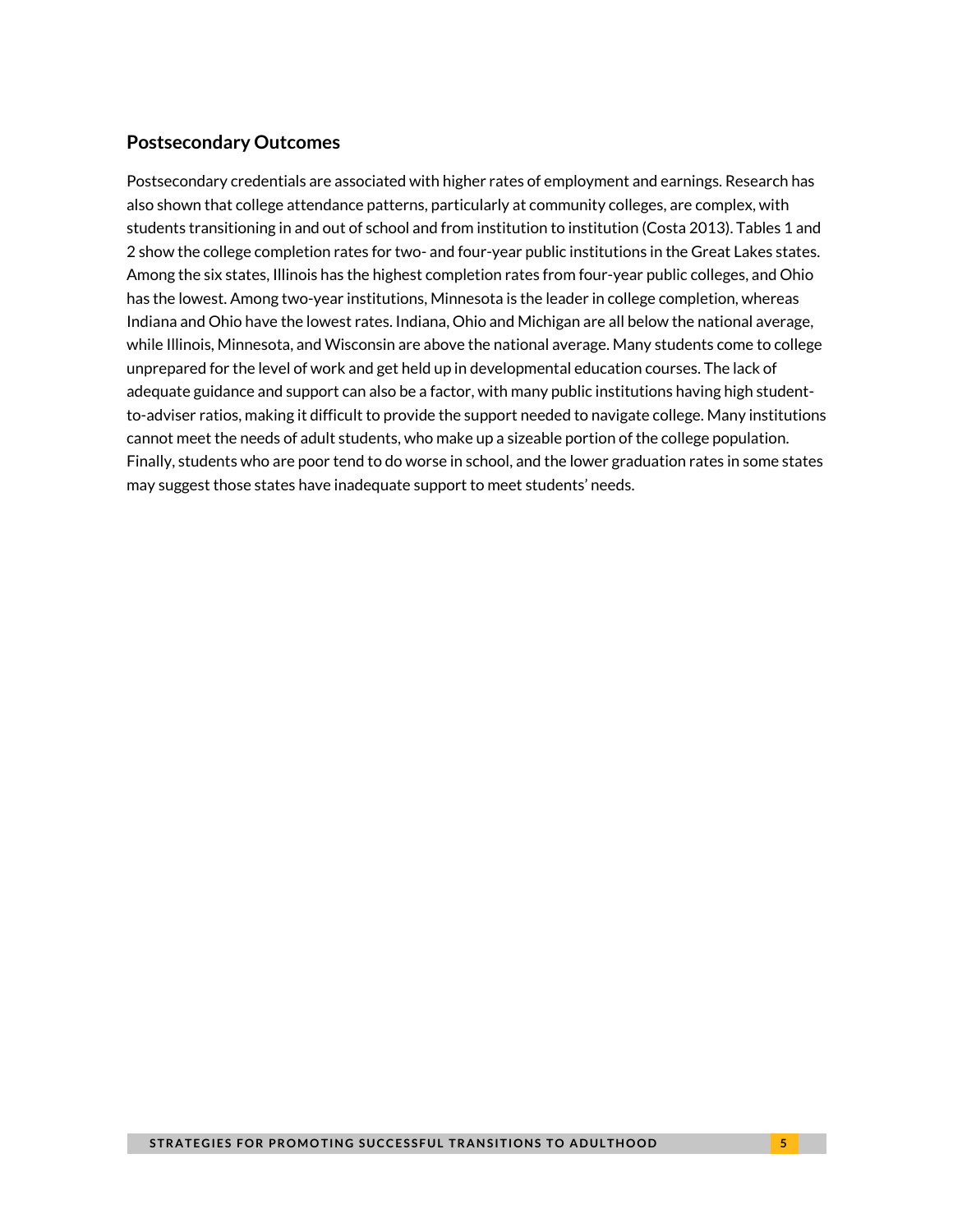## Postsecondary Outcomes

Postsecondary credentials are associated with higher rates of employment and earnings. Research has also shown that college attendance patterns, particularly at community colleges, are complex, with students transitioning in and out of school and from institution to institution (Costa 2013). Tables 1 and 2 show the college completion rates for two- and four-year public institutions in the Great Lakes states. Among the six states, Illinois has the highest completion rates from four-year public colleges, and Ohio has the lowest. Among two-year institutions, Minnesota is the leader in college completion, whereas Indiana and Ohio have the lowest rates. Indiana, Ohio and Michigan are all below the national average, while Illinois, Minnesota, and Wisconsin are above the national average. Many students come to college unprepared for the level of work and get held up in developmental education courses. The lack of adequate guidance and support can also be a factor, with many public institutions having high student-to-adviser ratios, making it difficult to provide the support needed to navigate college. Many institutions cannot meet the needs of adult students, who make up a sizeable portion of the college population. Finally, students who are poor tend to do worse in school, and the lower graduation rates in some states may suggest those states have inadequate support to meet students' needs.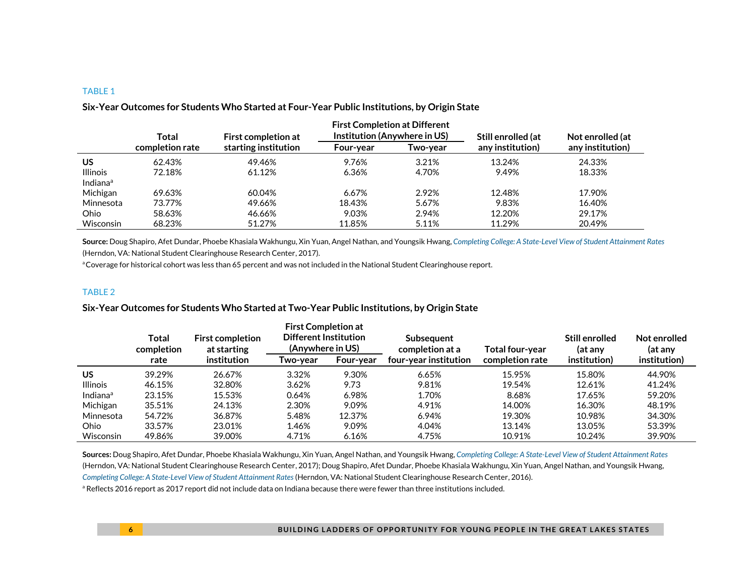TABLE 1

**Six-Year Outcomes for Students Who Started at Four-Year Public Institutions, by Origin State**

| | Total completion rate | First completion at starting institution | First Completion at Different Institution (Anywhere in US) | | Still enrolled (at any institution) | Not enrolled (at any institution) |
|---|---|---|---|---|---|---|
| | | | Four-year | Two-year | | |
| **US** | 62.43% | 49.46% | 9.76% | 3.21% | 13.24% | 24.33% |
| Illinois | 72.18% | 61.12% | 6.36% | 4.70% | 9.49% | 18.33% |
| Indiana[a] | | | | | | |
| Michigan | 69.63% | 60.04% | 6.67% | 2.92% | 12.48% | 17.90% |
| Minnesota | 73.77% | 49.66% | 18.43% | 5.67% | 9.83% | 16.40% |
| Ohio | 58.63% | 46.66% | 9.03% | 2.94% | 12.20% | 29.17% |
| Wisconsin | 68.23% | 51.27% | 11.85% | 5.11% | 11.29% | 20.49% |

**Source:** Doug Shapiro, Afet Dundar, Phoebe Khasiala Wakhungu, Xin Yuan, Angel Nathan, and Youngsik Hwang, *Completing College: A State-Level View of Student Attainment Rates* (Herndon, VA: National Student Clearinghouse Research Center, 2017).

[a] Coverage for historical cohort was less than 65 percent and was not included in the National Student Clearinghouse report.

TABLE 2

**Six-Year Outcomes for Students Who Started at Two-Year Public Institutions, by Origin State**

| | Total completion rate | First completion at starting institution | First Completion at Different Institution (Anywhere in US) | | Subsequent completion at a four-year institution | Total four-year completion rate | Still enrolled (at any institution) | Not enrolled (at any institution) |
|---|---|---|---|---|---|---|---|---|
| | | | Two-year | Four-year | | | | |
| **US** | 39.29% | 26.67% | 3.32% | 9.30% | 6.65% | 15.95% | 15.80% | 44.90% |
| Illinois | 46.15% | 32.80% | 3.62% | 9.73 | 9.81% | 19.54% | 12.61% | 41.24% |
| Indiana[a] | 23.15% | 15.53% | 0.64% | 6.98% | 1.70% | 8.68% | 17.65% | 59.20% |
| Michigan | 35.51% | 24.13% | 2.30% | 9.09% | 4.91% | 14.00% | 16.30% | 48.19% |
| Minnesota | 54.72% | 36.87% | 5.48% | 12.37% | 6.94% | 19.30% | 10.98% | 34.30% |
| Ohio | 33.57% | 23.01% | 1.46% | 9.09% | 4.04% | 13.14% | 13.05% | 53.39% |
| Wisconsin | 49.86% | 39.00% | 4.71% | 6.16% | 4.75% | 10.91% | 10.24% | 39.90% |

**Sources:** Doug Shapiro, Afet Dundar, Phoebe Khasiala Wakhungu, Xin Yuan, Angel Nathan, and Youngsik Hwang, *Completing College: A State-Level View of Student Attainment Rates* (Herndon, VA: National Student Clearinghouse Research Center, 2017); Doug Shapiro, Afet Dundar, Phoebe Khasiala Wakhungu, Xin Yuan, Angel Nathan, and Youngsik Hwang, *Completing College: A State-Level View of Student Attainment Rates* (Herndon, VA: National Student Clearinghouse Research Center, 2016).

[a] Reflects 2016 report as 2017 report did not include data on Indiana because there were fewer than three institutions included.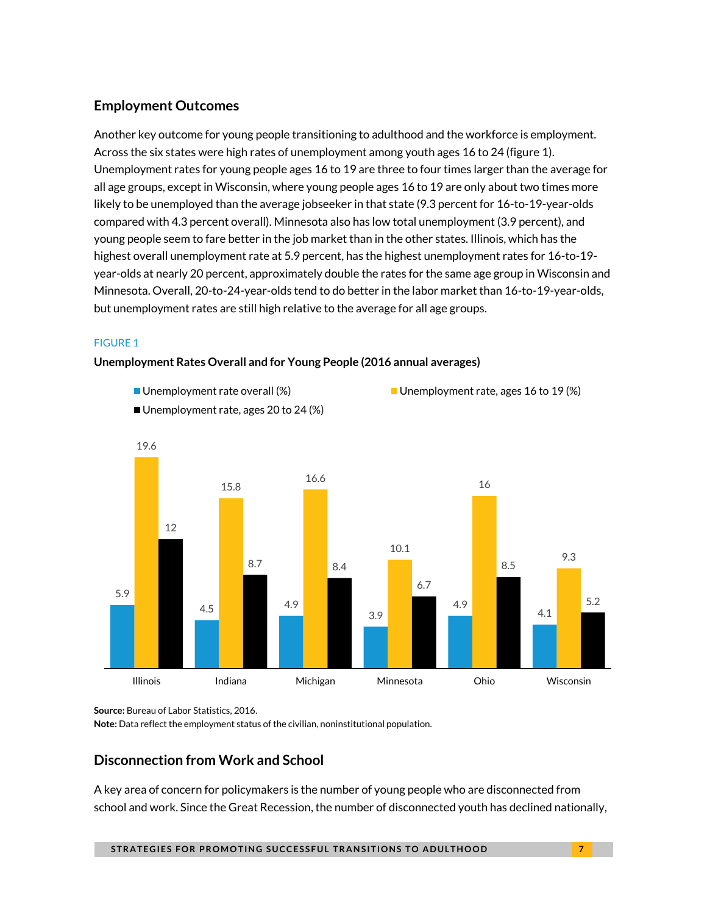## Employment Outcomes

Another key outcome for young people transitioning to adulthood and the workforce is employment. Across the six states were high rates of unemployment among youth ages 16 to 24 (figure 1). Unemployment rates for young people ages 16 to 19 are three to four times larger than the average for all age groups, except in Wisconsin, where young people ages 16 to 19 are only about two times more likely to be unemployed than the average jobseeker in that state (9.3 percent for 16-to-19-year-olds compared with 4.3 percent overall). Minnesota also has low total unemployment (3.9 percent), and young people seem to fare better in the job market than in the other states. Illinois, which has the highest overall unemployment rate at 5.9 percent, has the highest unemployment rates for 16-to-19-year-olds at nearly 20 percent, approximately double the rates for the same age group in Wisconsin and Minnesota. Overall, 20-to-24-year-olds tend to do better in the labor market than 16-to-19-year-olds, but unemployment rates are still high relative to the average for all age groups.

FIGURE 1

**Unemployment Rates Overall and for Young People (2016 annual averages)**

| State | Unemployment rate overall (%) | Unemployment rate, ages 16 to 19 (%) | Unemployment rate, ages 20 to 24 (%) |
|---|---|---|---|
| Illinois | 5.9 | 19.6 | 12 |
| Indiana | 4.5 | 15.8 | 8.7 |
| Michigan | 4.9 | 16.6 | 8.4 |
| Minnesota | 3.9 | 10.1 | 6.7 |
| Ohio | 4.9 | 16 | 8.5 |
| Wisconsin | 4.1 | 9.3 | 5.2 |

**Source:** Bureau of Labor Statistics, 2016.
**Note:** Data reflect the employment status of the civilian, noninstitutional population.

## Disconnection from Work and School

A key area of concern for policymakers is the number of young people who are disconnected from school and work. Since the Great Recession, the number of disconnected youth has declined nationally,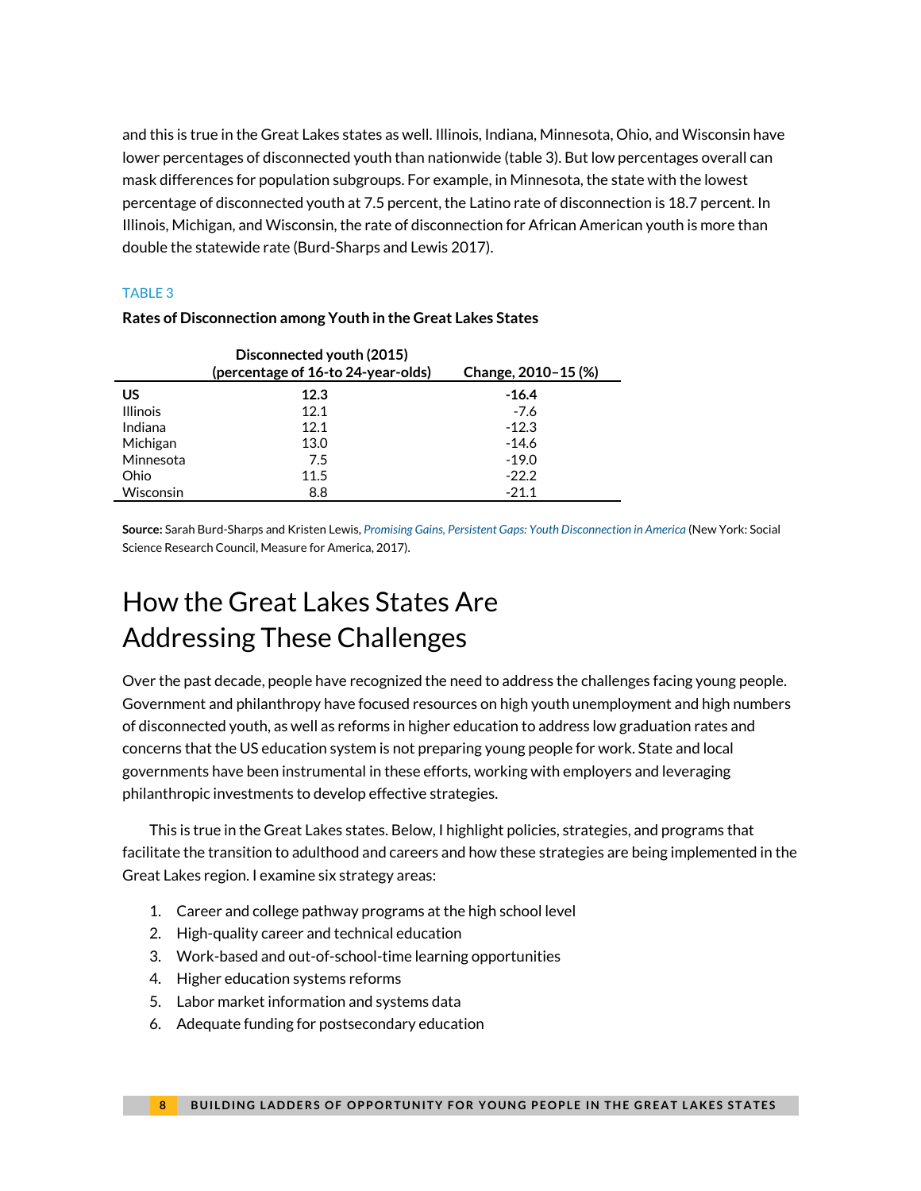and this is true in the Great Lakes states as well. Illinois, Indiana, Minnesota, Ohio, and Wisconsin have lower percentages of disconnected youth than nationwide (table 3). But low percentages overall can mask differences for population subgroups. For example, in Minnesota, the state with the lowest percentage of disconnected youth at 7.5 percent, the Latino rate of disconnection is 18.7 percent. In Illinois, Michigan, and Wisconsin, the rate of disconnection for African American youth is more than double the statewide rate (Burd-Sharps and Lewis 2017).

TABLE 3

**Rates of Disconnection among Youth in the Great Lakes States**

| | Disconnected youth (2015) (percentage of 16-to 24-year-olds) | Change, 2010–15 (%) |
|---|---|---|
| **US** | **12.3** | **-16.4** |
| Illinois | 12.1 | -7.6 |
| Indiana | 12.1 | -12.3 |
| Michigan | 13.0 | -14.6 |
| Minnesota | 7.5 | -19.0 |
| Ohio | 11.5 | -22.2 |
| Wisconsin | 8.8 | -21.1 |

**Source:** Sarah Burd-Sharps and Kristen Lewis, *Promising Gains, Persistent Gaps: Youth Disconnection in America* (New York: Social Science Research Council, Measure for America, 2017).

# How the Great Lakes States Are Addressing These Challenges

Over the past decade, people have recognized the need to address the challenges facing young people. Government and philanthropy have focused resources on high youth unemployment and high numbers of disconnected youth, as well as reforms in higher education to address low graduation rates and concerns that the US education system is not preparing young people for work. State and local governments have been instrumental in these efforts, working with employers and leveraging philanthropic investments to develop effective strategies.

This is true in the Great Lakes states. Below, I highlight policies, strategies, and programs that facilitate the transition to adulthood and careers and how these strategies are being implemented in the Great Lakes region. I examine six strategy areas:

1. Career and college pathway programs at the high school level
2. High-quality career and technical education
3. Work-based and out-of-school-time learning opportunities
4. Higher education systems reforms
5. Labor market information and systems data
6. Adequate funding for postsecondary education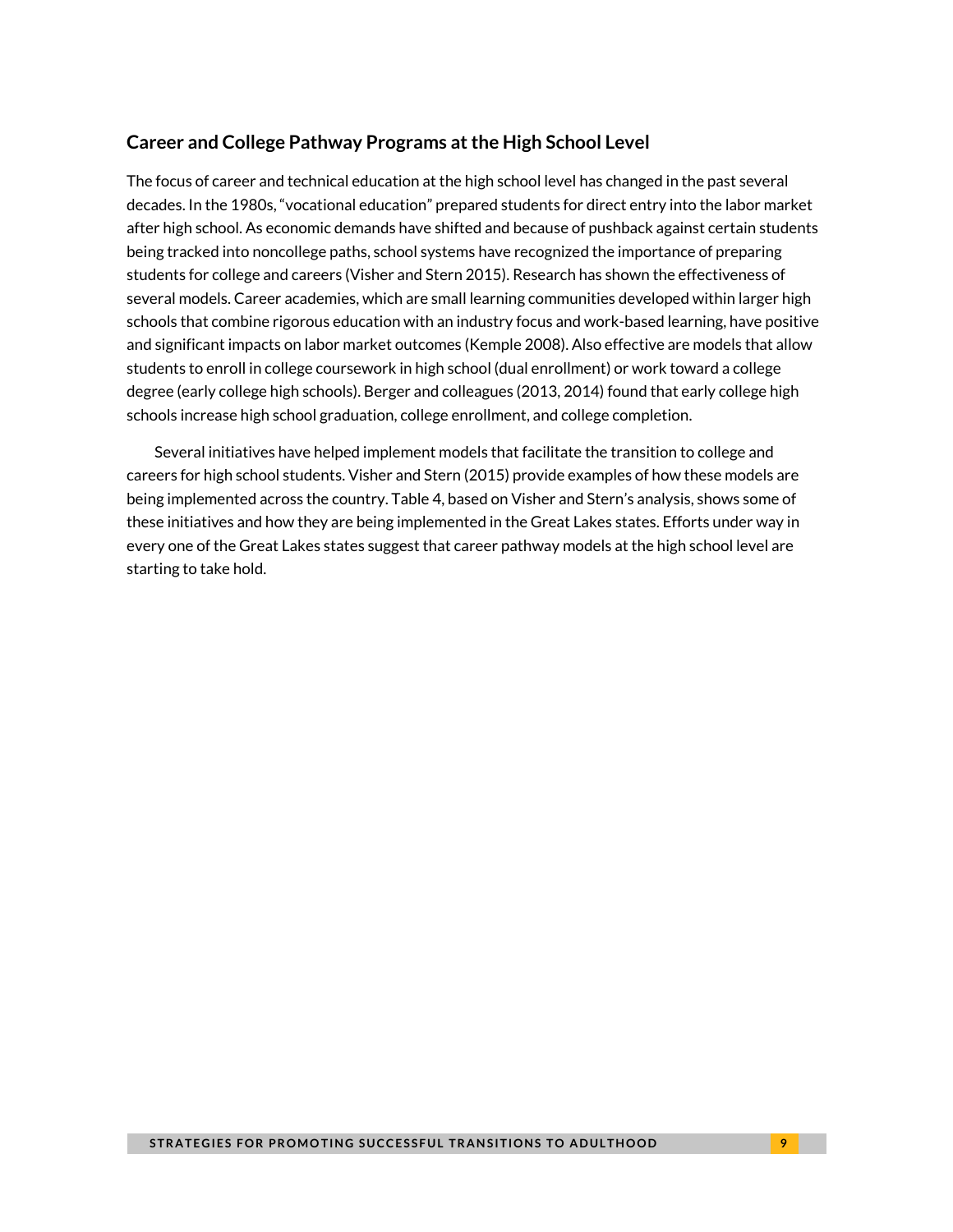## Career and College Pathway Programs at the High School Level

The focus of career and technical education at the high school level has changed in the past several decades. In the 1980s, "vocational education" prepared students for direct entry into the labor market after high school. As economic demands have shifted and because of pushback against certain students being tracked into noncollege paths, school systems have recognized the importance of preparing students for college and careers (Visher and Stern 2015). Research has shown the effectiveness of several models. Career academies, which are small learning communities developed within larger high schools that combine rigorous education with an industry focus and work-based learning, have positive and significant impacts on labor market outcomes (Kemple 2008). Also effective are models that allow students to enroll in college coursework in high school (dual enrollment) or work toward a college degree (early college high schools). Berger and colleagues (2013, 2014) found that early college high schools increase high school graduation, college enrollment, and college completion.

Several initiatives have helped implement models that facilitate the transition to college and careers for high school students. Visher and Stern (2015) provide examples of how these models are being implemented across the country. Table 4, based on Visher and Stern's analysis, shows some of these initiatives and how they are being implemented in the Great Lakes states. Efforts under way in every one of the Great Lakes states suggest that career pathway models at the high school level are starting to take hold.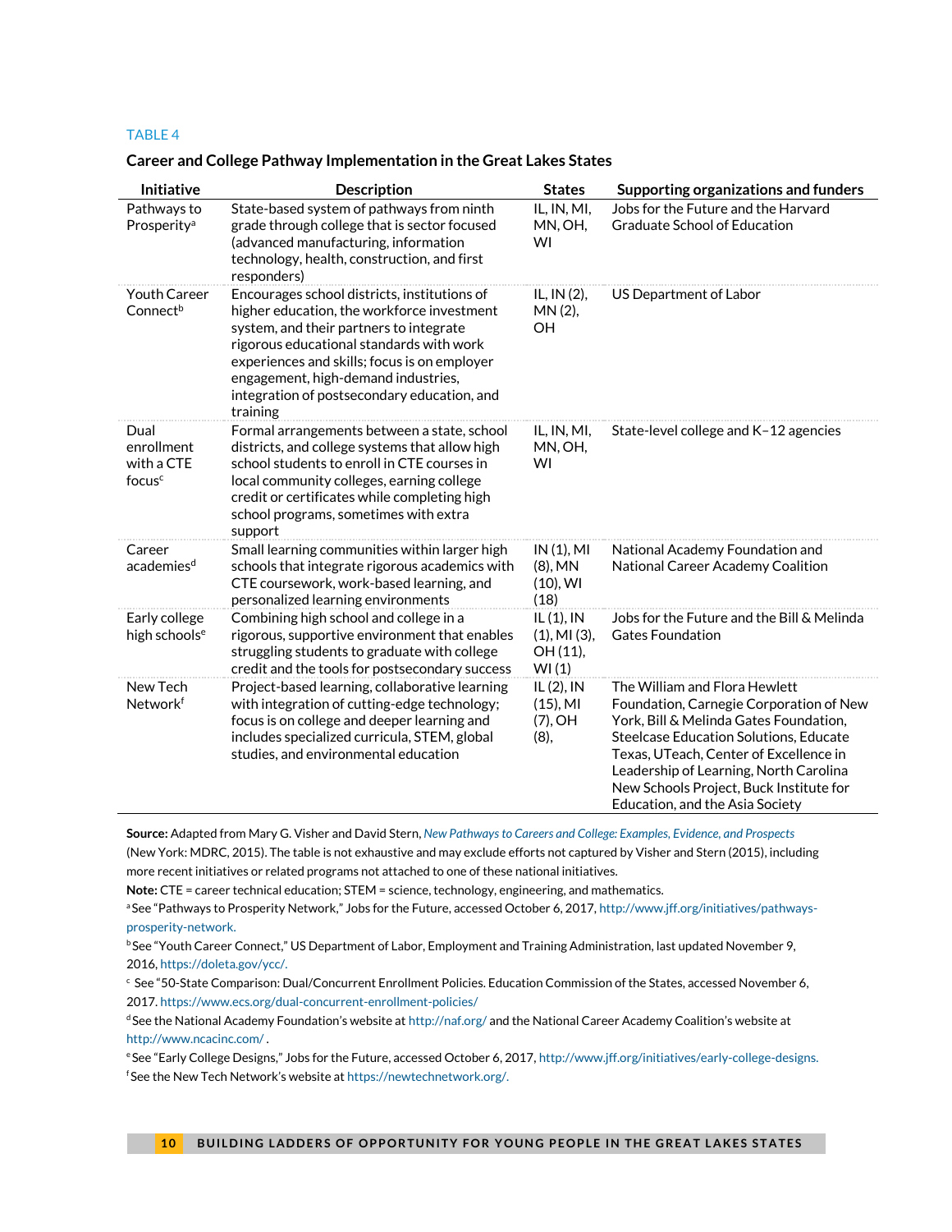TABLE 4

**Career and College Pathway Implementation in the Great Lakes States**

| Initiative | Description | States | Supporting organizations and funders |
|---|---|---|---|
| Pathways to Prosperity[a] | State-based system of pathways from ninth grade through college that is sector focused (advanced manufacturing, information technology, health, construction, and first responders) | IL, IN, MI, MN, OH, WI | Jobs for the Future and the Harvard Graduate School of Education |
| Youth Career Connect[b] | Encourages school districts, institutions of higher education, the workforce investment system, and their partners to integrate rigorous educational standards with work experiences and skills; focus is on employer engagement, high-demand industries, integration of postsecondary education, and training | IL, IN (2), MN (2), OH | US Department of Labor |
| Dual enrollment with a CTE focus[c] | Formal arrangements between a state, school districts, and college systems that allow high school students to enroll in CTE courses in local community colleges, earning college credit or certificates while completing high school programs, sometimes with extra support | IL, IN, MI, MN, OH, WI | State-level college and K–12 agencies |
| Career academies[d] | Small learning communities within larger high schools that integrate rigorous academics with CTE coursework, work-based learning, and personalized learning environments | IN (1), MI (8), MN (10), WI (18) | National Academy Foundation and National Career Academy Coalition |
| Early college high schools[e] | Combining high school and college in a rigorous, supportive environment that enables struggling students to graduate with college credit and the tools for postsecondary success | IL (1), IN (1), MI (3), OH (11), WI (1) | Jobs for the Future and the Bill & Melinda Gates Foundation |
| New Tech Network[f] | Project-based learning, collaborative learning with integration of cutting-edge technology; focus is on college and deeper learning and includes specialized curricula, STEM, global studies, and environmental education | IL (2), IN (15), MI (7), OH (8), | The William and Flora Hewlett Foundation, Carnegie Corporation of New York, Bill & Melinda Gates Foundation, Steelcase Education Solutions, Educate Texas, UTeach, Center of Excellence in Leadership of Learning, North Carolina New Schools Project, Buck Institute for Education, and the Asia Society |

**Source:** Adapted from Mary G. Visher and David Stern, *New Pathways to Careers and College: Examples, Evidence, and Prospects* (New York: MDRC, 2015). The table is not exhaustive and may exclude efforts not captured by Visher and Stern (2015), including more recent initiatives or related programs not attached to one of these national initiatives.

**Note:** CTE = career technical education; STEM = science, technology, engineering, and mathematics.

[a] See "Pathways to Prosperity Network," Jobs for the Future, accessed October 6, 2017, http://www.jff.org/initiatives/pathways-prosperity-network.

[b] See "Youth Career Connect," US Department of Labor, Employment and Training Administration, last updated November 9, 2016, https://doleta.gov/ycc/.

[c] See "50-State Comparison: Dual/Concurrent Enrollment Policies. Education Commission of the States, accessed November 6, 2017. https://www.ecs.org/dual-concurrent-enrollment-policies/

[d] See the National Academy Foundation's website at http://naf.org/ and the National Career Academy Coalition's website at http://www.ncacinc.com/ .

[e] See "Early College Designs," Jobs for the Future, accessed October 6, 2017, http://www.jff.org/initiatives/early-college-designs.

[f] See the New Tech Network's website at https://newtechnetwork.org/.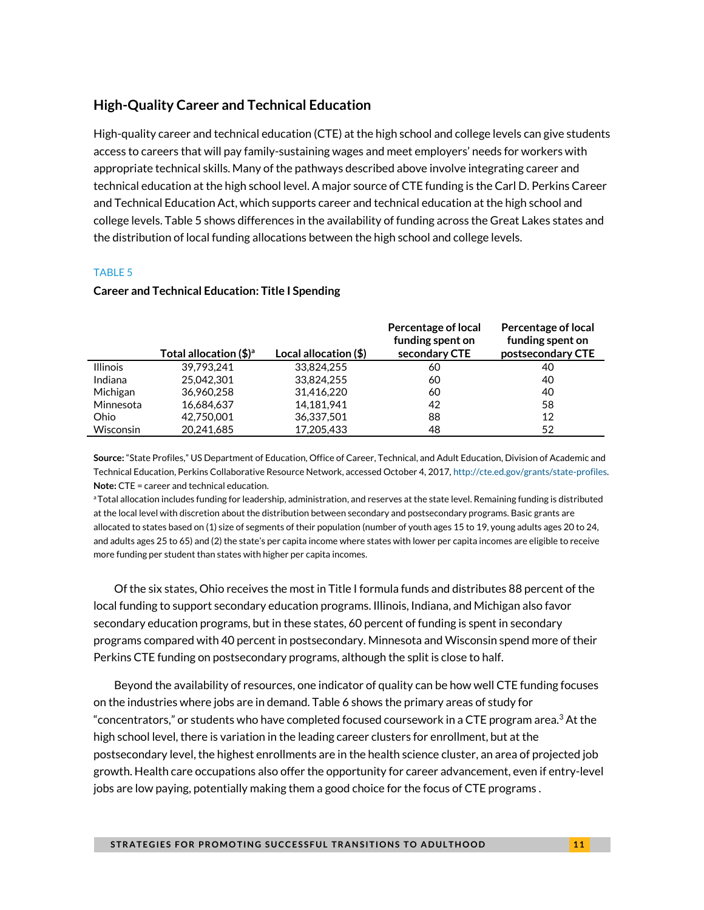## High-Quality Career and Technical Education

High-quality career and technical education (CTE) at the high school and college levels can give students access to careers that will pay family-sustaining wages and meet employers' needs for workers with appropriate technical skills. Many of the pathways described above involve integrating career and technical education at the high school level. A major source of CTE funding is the Carl D. Perkins Career and Technical Education Act, which supports career and technical education at the high school and college levels. Table 5 shows differences in the availability of funding across the Great Lakes states and the distribution of local funding allocations between the high school and college levels.

TABLE 5

**Career and Technical Education: Title I Spending**

| | Total allocation ($)[a] | Local allocation ($) | Percentage of local funding spent on secondary CTE | Percentage of local funding spent on postsecondary CTE |
|---|---|---|---|---|
| Illinois | 39,793,241 | 33,824,255 | 60 | 40 |
| Indiana | 25,042,301 | 33,824,255 | 60 | 40 |
| Michigan | 36,960,258 | 31,416,220 | 60 | 40 |
| Minnesota | 16,684,637 | 14,181,941 | 42 | 58 |
| Ohio | 42,750,001 | 36,337,501 | 88 | 12 |
| Wisconsin | 20,241,685 | 17,205,433 | 48 | 52 |

**Source:** "State Profiles," US Department of Education, Office of Career, Technical, and Adult Education, Division of Academic and Technical Education, Perkins Collaborative Resource Network, accessed October 4, 2017, http://cte.ed.gov/grants/state-profiles.
**Note:** CTE = career and technical education.
[a] Total allocation includes funding for leadership, administration, and reserves at the state level. Remaining funding is distributed at the local level with discretion about the distribution between secondary and postsecondary programs. Basic grants are allocated to states based on (1) size of segments of their population (number of youth ages 15 to 19, young adults ages 20 to 24, and adults ages 25 to 65) and (2) the state's per capita income where states with lower per capita incomes are eligible to receive more funding per student than states with higher per capita incomes.

Of the six states, Ohio receives the most in Title I formula funds and distributes 88 percent of the local funding to support secondary education programs. Illinois, Indiana, and Michigan also favor secondary education programs, but in these states, 60 percent of funding is spent in secondary programs compared with 40 percent in postsecondary. Minnesota and Wisconsin spend more of their Perkins CTE funding on postsecondary programs, although the split is close to half.

Beyond the availability of resources, one indicator of quality can be how well CTE funding focuses on the industries where jobs are in demand. Table 6 shows the primary areas of study for "concentrators," or students who have completed focused coursework in a CTE program area.[3] At the high school level, there is variation in the leading career clusters for enrollment, but at the postsecondary level, the highest enrollments are in the health science cluster, an area of projected job growth. Health care occupations also offer the opportunity for career advancement, even if entry-level jobs are low paying, potentially making them a good choice for the focus of CTE programs .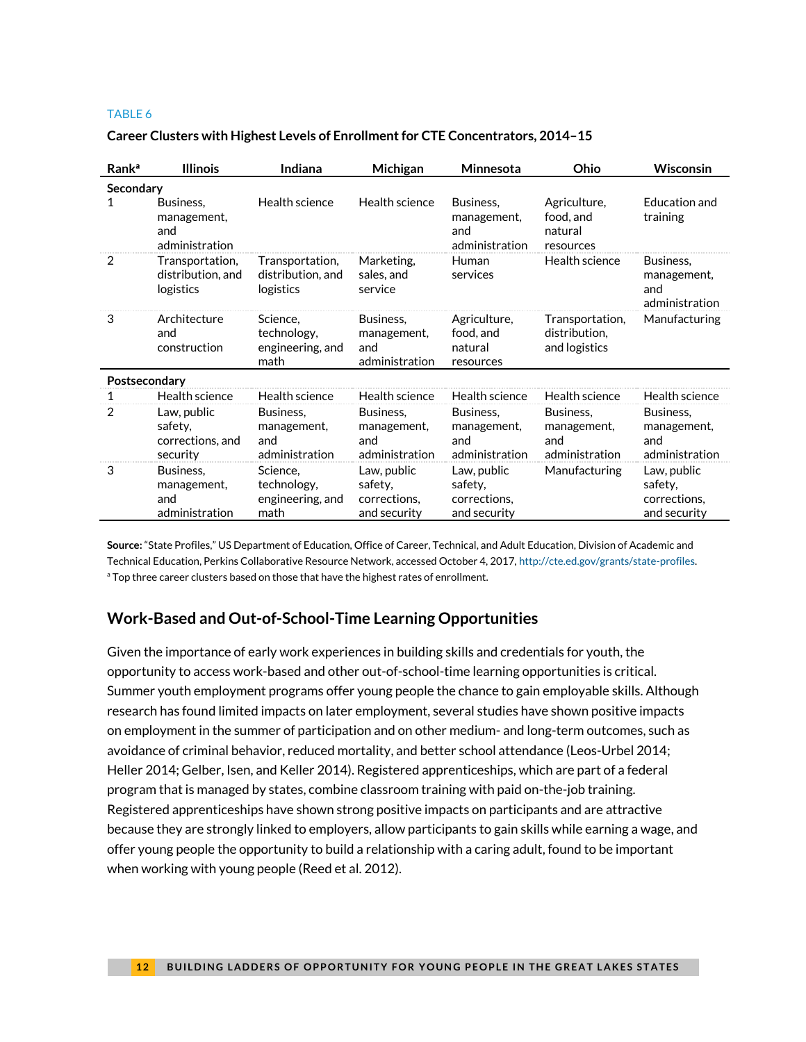TABLE 6

**Career Clusters with Highest Levels of Enrollment for CTE Concentrators, 2014–15**

| Rank[a] | Illinois | Indiana | Michigan | Minnesota | Ohio | Wisconsin |
|---|---|---|---|---|---|---|
| **Secondary** | | | | | | |
| 1 | Business, management, and administration | Health science | Health science | Business, management, and administration | Agriculture, food, and natural resources | Education and training |
| 2 | Transportation, distribution, and logistics | Transportation, distribution, and logistics | Marketing, sales, and service | Human services | Health science | Business, management, and administration |
| 3 | Architecture and construction | Science, technology, engineering, and math | Business, management, and administration | Agriculture, food, and natural resources | Transportation, distribution, and logistics | Manufacturing |
| **Postsecondary** | | | | | | |
| 1 | Health science | Health science | Health science | Health science | Health science | Health science |
| 2 | Law, public safety, corrections, and security | Business, management, and administration | Business, management, and administration | Business, management, and administration | Business, management, and administration | Business, management, and administration |
| 3 | Business, management, and administration | Science, technology, engineering, and math | Law, public safety, corrections, and security | Law, public safety, corrections, and security | Manufacturing | Law, public safety, corrections, and security |

**Source:** "State Profiles," US Department of Education, Office of Career, Technical, and Adult Education, Division of Academic and Technical Education, Perkins Collaborative Resource Network, accessed October 4, 2017, http://cte.ed.gov/grants/state-profiles.
[a] Top three career clusters based on those that have the highest rates of enrollment.

## Work-Based and Out-of-School-Time Learning Opportunities

Given the importance of early work experiences in building skills and credentials for youth, the opportunity to access work-based and other out-of-school-time learning opportunities is critical. Summer youth employment programs offer young people the chance to gain employable skills. Although research has found limited impacts on later employment, several studies have shown positive impacts on employment in the summer of participation and on other medium- and long-term outcomes, such as avoidance of criminal behavior, reduced mortality, and better school attendance (Leos-Urbel 2014; Heller 2014; Gelber, Isen, and Keller 2014). Registered apprenticeships, which are part of a federal program that is managed by states, combine classroom training with paid on-the-job training. Registered apprenticeships have shown strong positive impacts on participants and are attractive because they are strongly linked to employers, allow participants to gain skills while earning a wage, and offer young people the opportunity to build a relationship with a caring adult, found to be important when working with young people (Reed et al. 2012).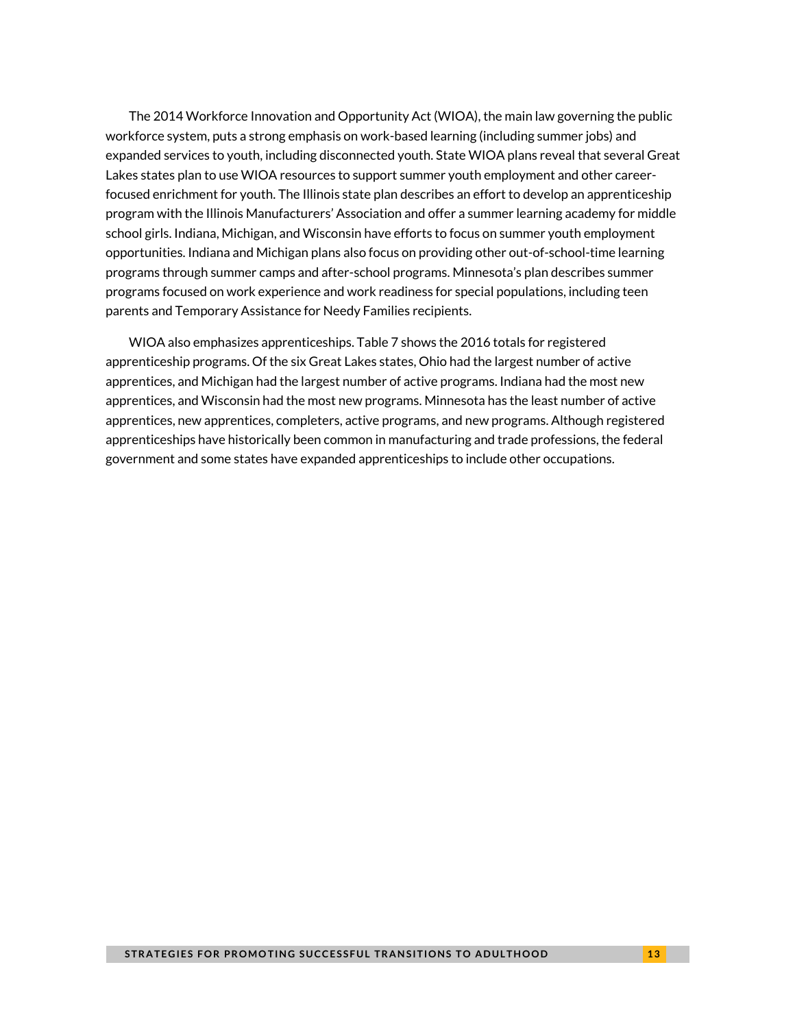The 2014 Workforce Innovation and Opportunity Act (WIOA), the main law governing the public workforce system, puts a strong emphasis on work-based learning (including summer jobs) and expanded services to youth, including disconnected youth. State WIOA plans reveal that several Great Lakes states plan to use WIOA resources to support summer youth employment and other career-focused enrichment for youth. The Illinois state plan describes an effort to develop an apprenticeship program with the Illinois Manufacturers' Association and offer a summer learning academy for middle school girls. Indiana, Michigan, and Wisconsin have efforts to focus on summer youth employment opportunities. Indiana and Michigan plans also focus on providing other out-of-school-time learning programs through summer camps and after-school programs. Minnesota's plan describes summer programs focused on work experience and work readiness for special populations, including teen parents and Temporary Assistance for Needy Families recipients.

WIOA also emphasizes apprenticeships. Table 7 shows the 2016 totals for registered apprenticeship programs. Of the six Great Lakes states, Ohio had the largest number of active apprentices, and Michigan had the largest number of active programs. Indiana had the most new apprentices, and Wisconsin had the most new programs. Minnesota has the least number of active apprentices, new apprentices, completers, active programs, and new programs. Although registered apprenticeships have historically been common in manufacturing and trade professions, the federal government and some states have expanded apprenticeships to include other occupations.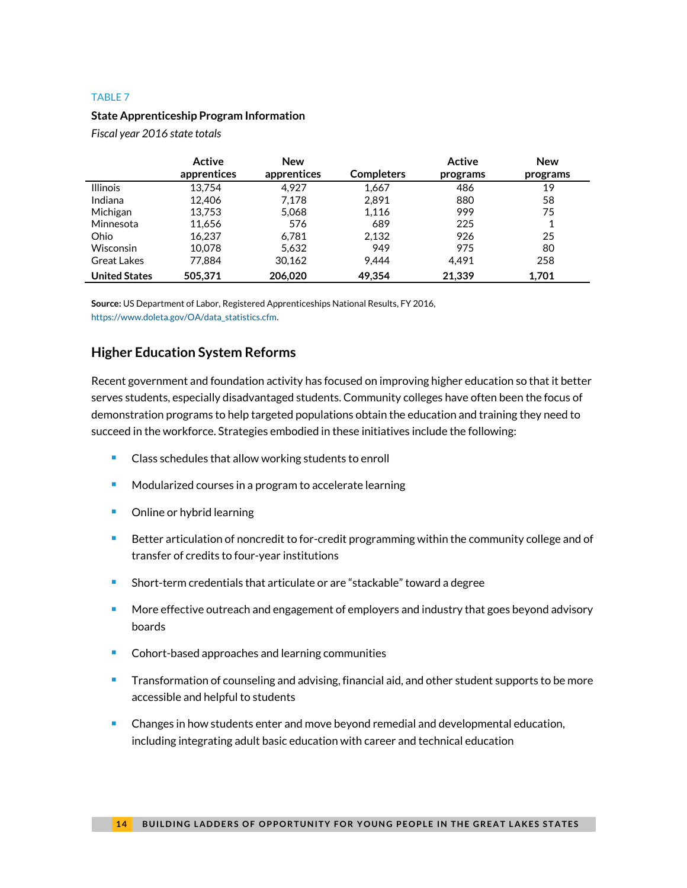TABLE 7

**State Apprenticeship Program Information**

*Fiscal year 2016 state totals*

| | Active apprentices | New apprentices | Completers | Active programs | New programs |
|---|---|---|---|---|---|
| Illinois | 13,754 | 4,927 | 1,667 | 486 | 19 |
| Indiana | 12,406 | 7,178 | 2,891 | 880 | 58 |
| Michigan | 13,753 | 5,068 | 1,116 | 999 | 75 |
| Minnesota | 11,656 | 576 | 689 | 225 | 1 |
| Ohio | 16,237 | 6,781 | 2,132 | 926 | 25 |
| Wisconsin | 10,078 | 5,632 | 949 | 975 | 80 |
| Great Lakes | 77,884 | 30,162 | 9,444 | 4,491 | 258 |
| **United States** | **505,371** | **206,020** | **49,354** | **21,339** | **1,701** |

**Source:** US Department of Labor, Registered Apprenticeships National Results, FY 2016, https://www.doleta.gov/OA/data_statistics.cfm.

## Higher Education System Reforms

Recent government and foundation activity has focused on improving higher education so that it better serves students, especially disadvantaged students. Community colleges have often been the focus of demonstration programs to help targeted populations obtain the education and training they need to succeed in the workforce. Strategies embodied in these initiatives include the following:

- Class schedules that allow working students to enroll
- Modularized courses in a program to accelerate learning
- Online or hybrid learning
- Better articulation of noncredit to for-credit programming within the community college and of transfer of credits to four-year institutions
- Short-term credentials that articulate or are "stackable" toward a degree
- More effective outreach and engagement of employers and industry that goes beyond advisory boards
- Cohort-based approaches and learning communities
- Transformation of counseling and advising, financial aid, and other student supports to be more accessible and helpful to students
- Changes in how students enter and move beyond remedial and developmental education, including integrating adult basic education with career and technical education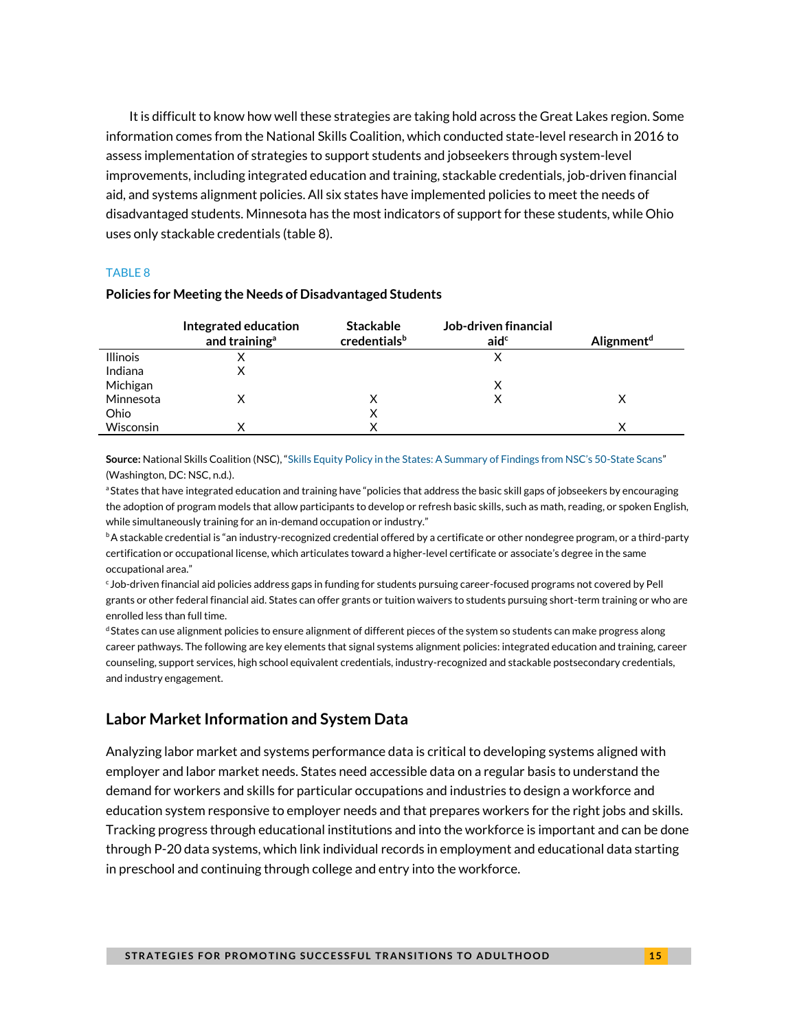It is difficult to know how well these strategies are taking hold across the Great Lakes region. Some information comes from the National Skills Coalition, which conducted state-level research in 2016 to assess implementation of strategies to support students and jobseekers through system-level improvements, including integrated education and training, stackable credentials, job-driven financial aid, and systems alignment policies. All six states have implemented policies to meet the needs of disadvantaged students. Minnesota has the most indicators of support for these students, while Ohio uses only stackable credentials (table 8).

TABLE 8

**Policies for Meeting the Needs of Disadvantaged Students**

| | Integrated education and training[a] | Stackable credentials[b] | Job-driven financial aid[c] | Alignment[d] |
|---|---|---|---|---|
| Illinois | X | | X | |
| Indiana | X | | | |
| Michigan | | | X | |
| Minnesota | X | X | X | X |
| Ohio | | X | | |
| Wisconsin | X | X | | X |

**Source:** National Skills Coalition (NSC), "Skills Equity Policy in the States: A Summary of Findings from NSC's 50-State Scans" (Washington, DC: NSC, n.d.).

[a] States that have integrated education and training have "policies that address the basic skill gaps of jobseekers by encouraging the adoption of program models that allow participants to develop or refresh basic skills, such as math, reading, or spoken English, while simultaneously training for an in-demand occupation or industry."

[b] A stackable credential is "an industry-recognized credential offered by a certificate or other nondegree program, or a third-party certification or occupational license, which articulates toward a higher-level certificate or associate's degree in the same occupational area."

[c] Job-driven financial aid policies address gaps in funding for students pursuing career-focused programs not covered by Pell grants or other federal financial aid. States can offer grants or tuition waivers to students pursuing short-term training or who are enrolled less than full time.

[d] States can use alignment policies to ensure alignment of different pieces of the system so students can make progress along career pathways. The following are key elements that signal systems alignment policies: integrated education and training, career counseling, support services, high school equivalent credentials, industry-recognized and stackable postsecondary credentials, and industry engagement.

## Labor Market Information and System Data

Analyzing labor market and systems performance data is critical to developing systems aligned with employer and labor market needs. States need accessible data on a regular basis to understand the demand for workers and skills for particular occupations and industries to design a workforce and education system responsive to employer needs and that prepares workers for the right jobs and skills. Tracking progress through educational institutions and into the workforce is important and can be done through P-20 data systems, which link individual records in employment and educational data starting in preschool and continuing through college and entry into the workforce.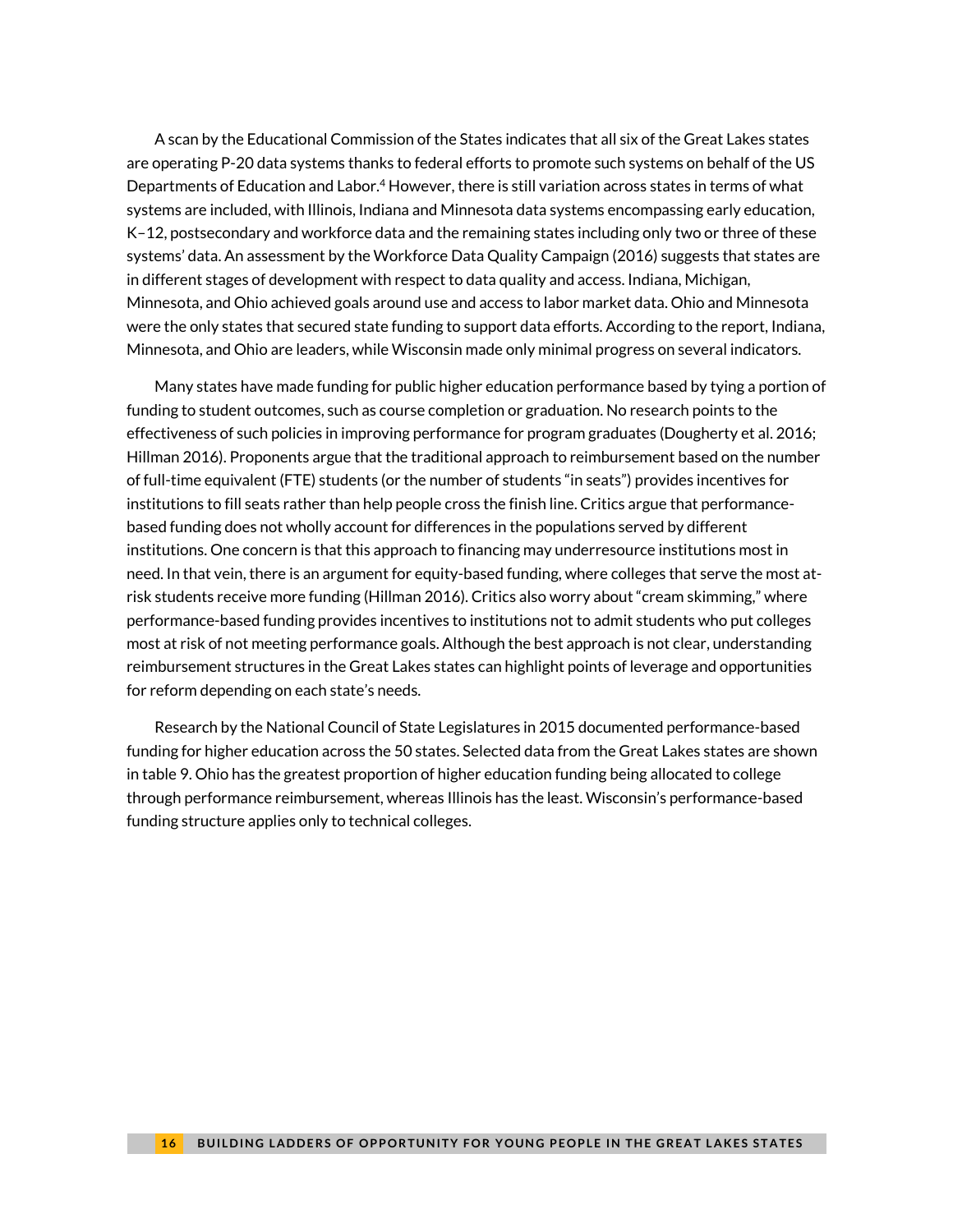A scan by the Educational Commission of the States indicates that all six of the Great Lakes states are operating P-20 data systems thanks to federal efforts to promote such systems on behalf of the US Departments of Education and Labor.[4] However, there is still variation across states in terms of what systems are included, with Illinois, Indiana and Minnesota data systems encompassing early education, K–12, postsecondary and workforce data and the remaining states including only two or three of these systems' data. An assessment by the Workforce Data Quality Campaign (2016) suggests that states are in different stages of development with respect to data quality and access. Indiana, Michigan, Minnesota, and Ohio achieved goals around use and access to labor market data. Ohio and Minnesota were the only states that secured state funding to support data efforts. According to the report, Indiana, Minnesota, and Ohio are leaders, while Wisconsin made only minimal progress on several indicators.

Many states have made funding for public higher education performance based by tying a portion of funding to student outcomes, such as course completion or graduation. No research points to the effectiveness of such policies in improving performance for program graduates (Dougherty et al. 2016; Hillman 2016). Proponents argue that the traditional approach to reimbursement based on the number of full-time equivalent (FTE) students (or the number of students "in seats") provides incentives for institutions to fill seats rather than help people cross the finish line. Critics argue that performance-based funding does not wholly account for differences in the populations served by different institutions. One concern is that this approach to financing may underresource institutions most in need. In that vein, there is an argument for equity-based funding, where colleges that serve the most at-risk students receive more funding (Hillman 2016). Critics also worry about "cream skimming," where performance-based funding provides incentives to institutions not to admit students who put colleges most at risk of not meeting performance goals. Although the best approach is not clear, understanding reimbursement structures in the Great Lakes states can highlight points of leverage and opportunities for reform depending on each state's needs.

Research by the National Council of State Legislatures in 2015 documented performance-based funding for higher education across the 50 states. Selected data from the Great Lakes states are shown in table 9. Ohio has the greatest proportion of higher education funding being allocated to college through performance reimbursement, whereas Illinois has the least. Wisconsin's performance-based funding structure applies only to technical colleges.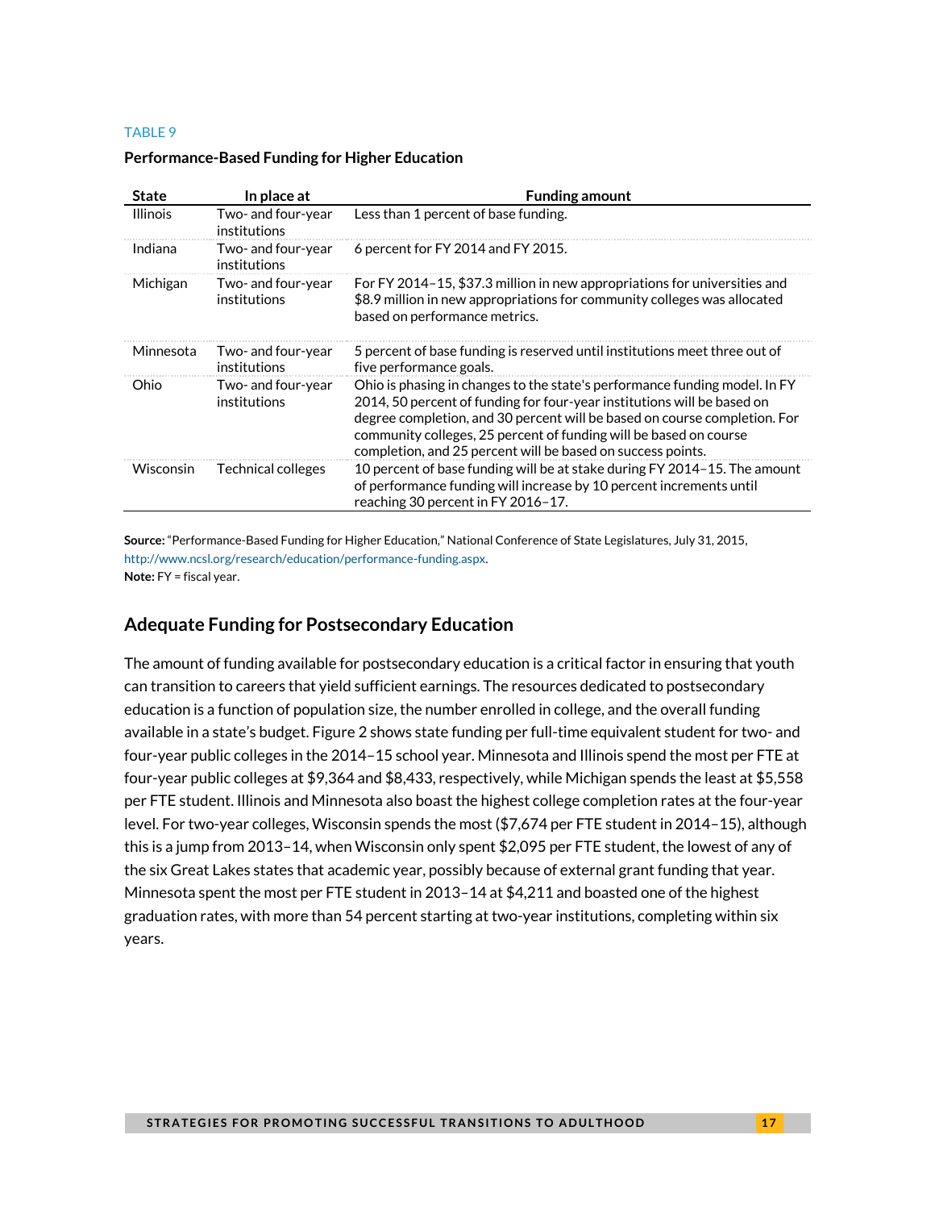TABLE 9

**Performance-Based Funding for Higher Education**

| State | In place at | Funding amount |
| --- | --- | --- |
| Illinois | Two- and four-year institutions | Less than 1 percent of base funding. |
| Indiana | Two- and four-year institutions | 6 percent for FY 2014 and FY 2015. |
| Michigan | Two- and four-year institutions | For FY 2014–15, $37.3 million in new appropriations for universities and $8.9 million in new appropriations for community colleges was allocated based on performance metrics. |
| Minnesota | Two- and four-year institutions | 5 percent of base funding is reserved until institutions meet three out of five performance goals. |
| Ohio | Two- and four-year institutions | Ohio is phasing in changes to the state's performance funding model. In FY 2014, 50 percent of funding for four-year institutions will be based on degree completion, and 30 percent will be based on course completion. For community colleges, 25 percent of funding will be based on course completion, and 25 percent will be based on success points. |
| Wisconsin | Technical colleges | 10 percent of base funding will be at stake during FY 2014–15. The amount of performance funding will increase by 10 percent increments until reaching 30 percent in FY 2016–17. |

**Source:** "Performance-Based Funding for Higher Education," National Conference of State Legislatures, July 31, 2015, http://www.ncsl.org/research/education/performance-funding.aspx.
**Note:** FY = fiscal year.

## Adequate Funding for Postsecondary Education

The amount of funding available for postsecondary education is a critical factor in ensuring that youth can transition to careers that yield sufficient earnings. The resources dedicated to postsecondary education is a function of population size, the number enrolled in college, and the overall funding available in a state's budget. Figure 2 shows state funding per full-time equivalent student for two- and four-year public colleges in the 2014–15 school year. Minnesota and Illinois spend the most per FTE at four-year public colleges at $9,364 and $8,433, respectively, while Michigan spends the least at $5,558 per FTE student. Illinois and Minnesota also boast the highest college completion rates at the four-year level. For two-year colleges, Wisconsin spends the most ($7,674 per FTE student in 2014–15), although this is a jump from 2013–14, when Wisconsin only spent $2,095 per FTE student, the lowest of any of the six Great Lakes states that academic year, possibly because of external grant funding that year. Minnesota spent the most per FTE student in 2013–14 at $4,211 and boasted one of the highest graduation rates, with more than 54 percent starting at two-year institutions, completing within six years.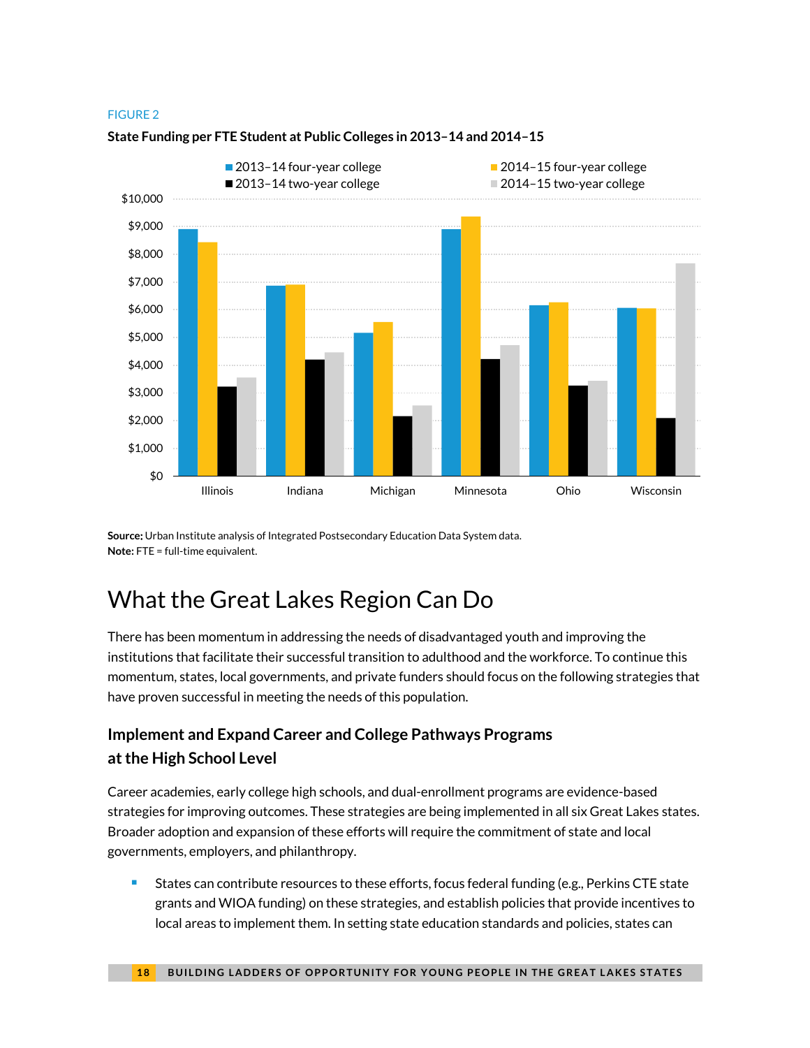FIGURE 2

**State Funding per FTE Student at Public Colleges in 2013–14 and 2014–15**

**Source:** Urban Institute analysis of Integrated Postsecondary Education Data System data.
**Note:** FTE = full-time equivalent.

# What the Great Lakes Region Can Do

There has been momentum in addressing the needs of disadvantaged youth and improving the institutions that facilitate their successful transition to adulthood and the workforce. To continue this momentum, states, local governments, and private funders should focus on the following strategies that have proven successful in meeting the needs of this population.

## Implement and Expand Career and College Pathways Programs at the High School Level

Career academies, early college high schools, and dual-enrollment programs are evidence-based strategies for improving outcomes. These strategies are being implemented in all six Great Lakes states. Broader adoption and expansion of these efforts will require the commitment of state and local governments, employers, and philanthropy.

- States can contribute resources to these efforts, focus federal funding (e.g., Perkins CTE state grants and WIOA funding) on these strategies, and establish policies that provide incentives to local areas to implement them. In setting state education standards and policies, states can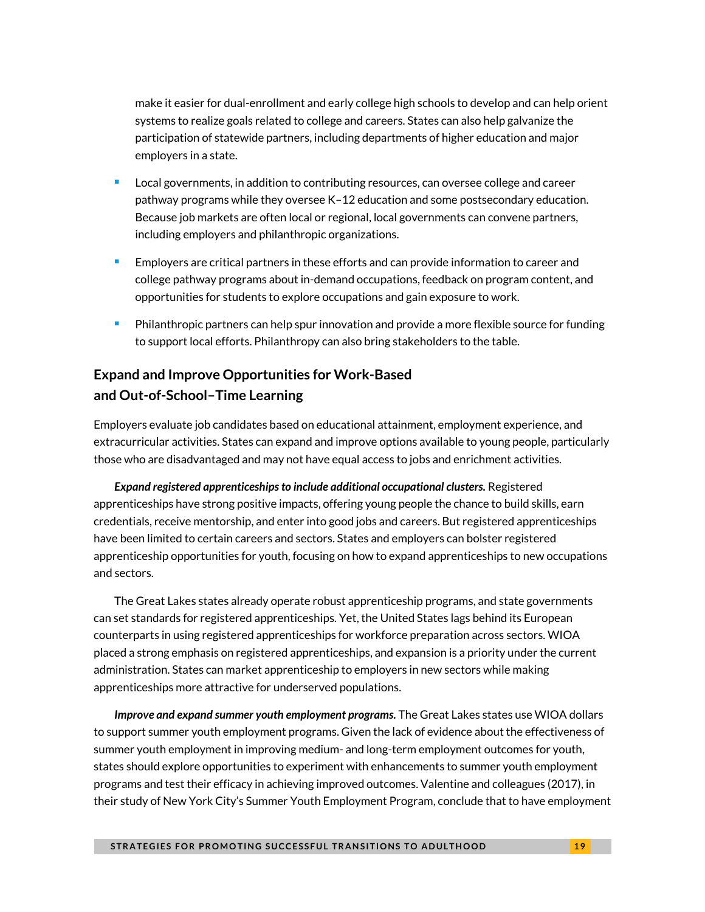make it easier for dual-enrollment and early college high schools to develop and can help orient systems to realize goals related to college and careers. States can also help galvanize the participation of statewide partners, including departments of higher education and major employers in a state.

- Local governments, in addition to contributing resources, can oversee college and career pathway programs while they oversee K–12 education and some postsecondary education. Because job markets are often local or regional, local governments can convene partners, including employers and philanthropic organizations.
- Employers are critical partners in these efforts and can provide information to career and college pathway programs about in-demand occupations, feedback on program content, and opportunities for students to explore occupations and gain exposure to work.
- Philanthropic partners can help spur innovation and provide a more flexible source for funding to support local efforts. Philanthropy can also bring stakeholders to the table.

## Expand and Improve Opportunities for Work-Based and Out-of-School–Time Learning

Employers evaluate job candidates based on educational attainment, employment experience, and extracurricular activities. States can expand and improve options available to young people, particularly those who are disadvantaged and may not have equal access to jobs and enrichment activities.

***Expand registered apprenticeships to include additional occupational clusters.*** Registered apprenticeships have strong positive impacts, offering young people the chance to build skills, earn credentials, receive mentorship, and enter into good jobs and careers. But registered apprenticeships have been limited to certain careers and sectors. States and employers can bolster registered apprenticeship opportunities for youth, focusing on how to expand apprenticeships to new occupations and sectors.

The Great Lakes states already operate robust apprenticeship programs, and state governments can set standards for registered apprenticeships. Yet, the United States lags behind its European counterparts in using registered apprenticeships for workforce preparation across sectors. WIOA placed a strong emphasis on registered apprenticeships, and expansion is a priority under the current administration. States can market apprenticeship to employers in new sectors while making apprenticeships more attractive for underserved populations.

***Improve and expand summer youth employment programs.*** The Great Lakes states use WIOA dollars to support summer youth employment programs. Given the lack of evidence about the effectiveness of summer youth employment in improving medium- and long-term employment outcomes for youth, states should explore opportunities to experiment with enhancements to summer youth employment programs and test their efficacy in achieving improved outcomes. Valentine and colleagues (2017), in their study of New York City's Summer Youth Employment Program, conclude that to have employment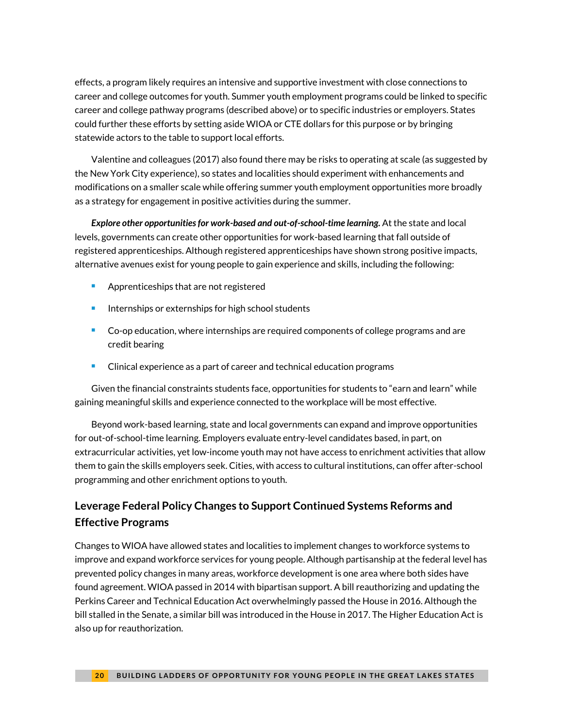effects, a program likely requires an intensive and supportive investment with close connections to career and college outcomes for youth. Summer youth employment programs could be linked to specific career and college pathway programs (described above) or to specific industries or employers. States could further these efforts by setting aside WIOA or CTE dollars for this purpose or by bringing statewide actors to the table to support local efforts.

Valentine and colleagues (2017) also found there may be risks to operating at scale (as suggested by the New York City experience), so states and localities should experiment with enhancements and modifications on a smaller scale while offering summer youth employment opportunities more broadly as a strategy for engagement in positive activities during the summer.

***Explore other opportunities for work-based and out-of-school-time learning.*** At the state and local levels, governments can create other opportunities for work-based learning that fall outside of registered apprenticeships. Although registered apprenticeships have shown strong positive impacts, alternative avenues exist for young people to gain experience and skills, including the following:

- Apprenticeships that are not registered
- Internships or externships for high school students
- Co-op education, where internships are required components of college programs and are credit bearing
- Clinical experience as a part of career and technical education programs

Given the financial constraints students face, opportunities for students to "earn and learn" while gaining meaningful skills and experience connected to the workplace will be most effective.

Beyond work-based learning, state and local governments can expand and improve opportunities for out-of-school-time learning. Employers evaluate entry-level candidates based, in part, on extracurricular activities, yet low-income youth may not have access to enrichment activities that allow them to gain the skills employers seek. Cities, with access to cultural institutions, can offer after-school programming and other enrichment options to youth.

## Leverage Federal Policy Changes to Support Continued Systems Reforms and Effective Programs

Changes to WIOA have allowed states and localities to implement changes to workforce systems to improve and expand workforce services for young people. Although partisanship at the federal level has prevented policy changes in many areas, workforce development is one area where both sides have found agreement. WIOA passed in 2014 with bipartisan support. A bill reauthorizing and updating the Perkins Career and Technical Education Act overwhelmingly passed the House in 2016. Although the bill stalled in the Senate, a similar bill was introduced in the House in 2017. The Higher Education Act is also up for reauthorization.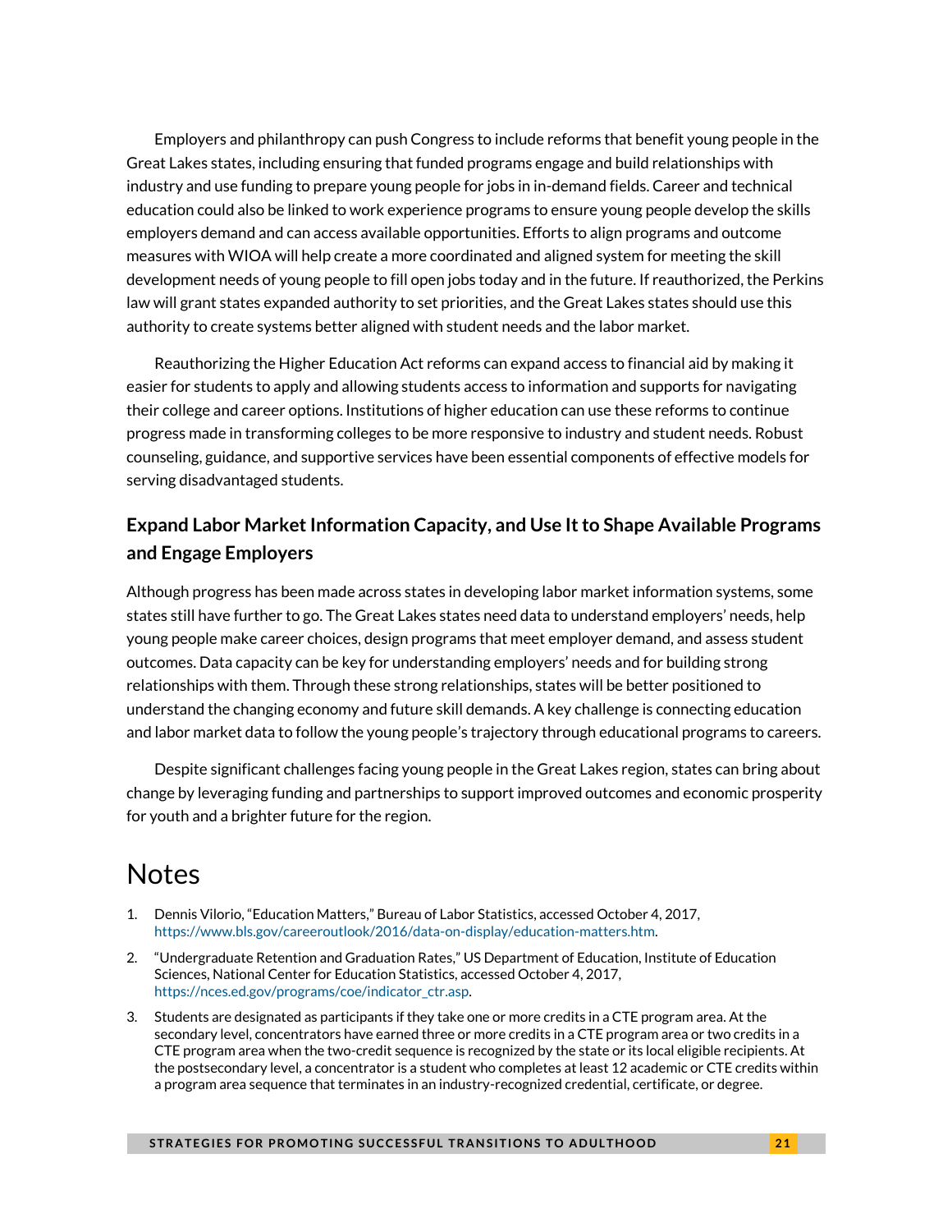Employers and philanthropy can push Congress to include reforms that benefit young people in the Great Lakes states, including ensuring that funded programs engage and build relationships with industry and use funding to prepare young people for jobs in in-demand fields. Career and technical education could also be linked to work experience programs to ensure young people develop the skills employers demand and can access available opportunities. Efforts to align programs and outcome measures with WIOA will help create a more coordinated and aligned system for meeting the skill development needs of young people to fill open jobs today and in the future. If reauthorized, the Perkins law will grant states expanded authority to set priorities, and the Great Lakes states should use this authority to create systems better aligned with student needs and the labor market.

Reauthorizing the Higher Education Act reforms can expand access to financial aid by making it easier for students to apply and allowing students access to information and supports for navigating their college and career options. Institutions of higher education can use these reforms to continue progress made in transforming colleges to be more responsive to industry and student needs. Robust counseling, guidance, and supportive services have been essential components of effective models for serving disadvantaged students.

### Expand Labor Market Information Capacity, and Use It to Shape Available Programs and Engage Employers

Although progress has been made across states in developing labor market information systems, some states still have further to go. The Great Lakes states need data to understand employers' needs, help young people make career choices, design programs that meet employer demand, and assess student outcomes. Data capacity can be key for understanding employers' needs and for building strong relationships with them. Through these strong relationships, states will be better positioned to understand the changing economy and future skill demands. A key challenge is connecting education and labor market data to follow the young people's trajectory through educational programs to careers.

Despite significant challenges facing young people in the Great Lakes region, states can bring about change by leveraging funding and partnerships to support improved outcomes and economic prosperity for youth and a brighter future for the region.

# Notes

1. Dennis Vilorio, "Education Matters," Bureau of Labor Statistics, accessed October 4, 2017, https://www.bls.gov/careeroutlook/2016/data-on-display/education-matters.htm.
2. "Undergraduate Retention and Graduation Rates," US Department of Education, Institute of Education Sciences, National Center for Education Statistics, accessed October 4, 2017, https://nces.ed.gov/programs/coe/indicator_ctr.asp.
3. Students are designated as participants if they take one or more credits in a CTE program area. At the secondary level, concentrators have earned three or more credits in a CTE program area or two credits in a CTE program area when the two-credit sequence is recognized by the state or its local eligible recipients. At the postsecondary level, a concentrator is a student who completes at least 12 academic or CTE credits within a program area sequence that terminates in an industry-recognized credential, certificate, or degree.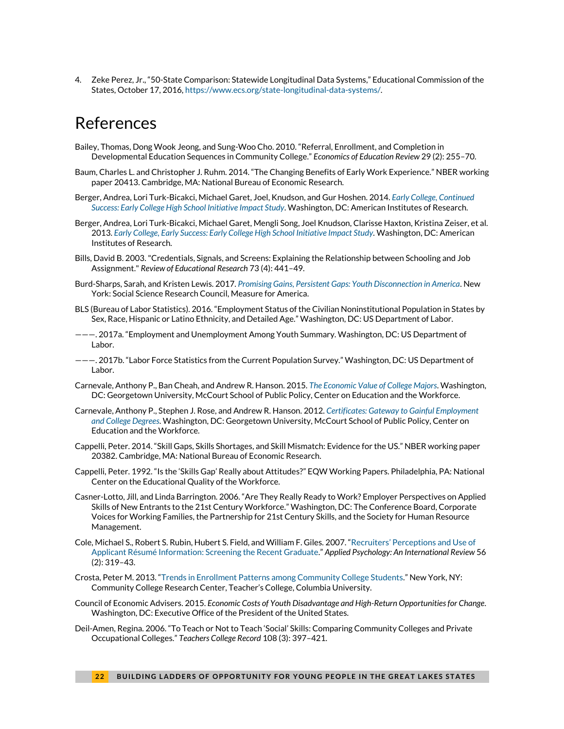4. Zeke Perez, Jr., "50-State Comparison: Statewide Longitudinal Data Systems," Educational Commission of the States, October 17, 2016, https://www.ecs.org/state-longitudinal-data-systems/.

# References

Bailey, Thomas, Dong Wook Jeong, and Sung-Woo Cho. 2010. "Referral, Enrollment, and Completion in Developmental Education Sequences in Community College." *Economics of Education Review* 29 (2): 255–70.

Baum, Charles L. and Christopher J. Ruhm. 2014. "The Changing Benefits of Early Work Experience." NBER working paper 20413. Cambridge, MA: National Bureau of Economic Research.

Berger, Andrea, Lori Turk-Bicakci, Michael Garet, Joel, Knudson, and Gur Hoshen. 2014. *Early College, Continued Success: Early College High School Initiative Impact Study*. Washington, DC: American Institutes of Research.

Berger, Andrea, Lori Turk-Bicakci, Michael Garet, Mengli Song, Joel Knudson, Clarisse Haxton, Kristina Zeiser, et al. 2013. *Early College, Early Success: Early College High School Initiative Impact Study*. Washington, DC: American Institutes of Research.

Bills, David B. 2003. "Credentials, Signals, and Screens: Explaining the Relationship between Schooling and Job Assignment." *Review of Educational Research* 73 (4): 441–49.

Burd-Sharps, Sarah, and Kristen Lewis. 2017. *Promising Gains, Persistent Gaps: Youth Disconnection in America*. New York: Social Science Research Council, Measure for America.

BLS (Bureau of Labor Statistics). 2016. "Employment Status of the Civilian Noninstitutional Population in States by Sex, Race, Hispanic or Latino Ethnicity, and Detailed Age." Washington, DC: US Department of Labor.

———. 2017a. "Employment and Unemployment Among Youth Summary. Washington, DC: US Department of Labor.

———. 2017b. "Labor Force Statistics from the Current Population Survey." Washington, DC: US Department of Labor.

Carnevale, Anthony P., Ban Cheah, and Andrew R. Hanson. 2015. *The Economic Value of College Majors*. Washington, DC: Georgetown University, McCourt School of Public Policy, Center on Education and the Workforce.

Carnevale, Anthony P., Stephen J. Rose, and Andrew R. Hanson. 2012. *Certificates: Gateway to Gainful Employment and College Degrees*. Washington, DC: Georgetown University, McCourt School of Public Policy, Center on Education and the Workforce.

Cappelli, Peter. 2014. "Skill Gaps, Skills Shortages, and Skill Mismatch: Evidence for the US." NBER working paper 20382. Cambridge, MA: National Bureau of Economic Research.

Cappelli, Peter. 1992. "Is the 'Skills Gap' Really about Attitudes?" EQW Working Papers. Philadelphia, PA: National Center on the Educational Quality of the Workforce.

Casner-Lotto, Jill, and Linda Barrington. 2006. "Are They Really Ready to Work? Employer Perspectives on Applied Skills of New Entrants to the 21st Century Workforce." Washington, DC: The Conference Board, Corporate Voices for Working Families, the Partnership for 21st Century Skills, and the Society for Human Resource Management.

Cole, Michael S., Robert S. Rubin, Hubert S. Field, and William F. Giles. 2007. "Recruiters' Perceptions and Use of Applicant Résumé Information: Screening the Recent Graduate." *Applied Psychology: An International Review* 56 (2): 319–43.

Crosta, Peter M. 2013. "Trends in Enrollment Patterns among Community College Students." New York, NY: Community College Research Center, Teacher's College, Columbia University.

Council of Economic Advisers. 2015. *Economic Costs of Youth Disadvantage and High-Return Opportunities for Change*. Washington, DC: Executive Office of the President of the United States.

Deil-Amen, Regina. 2006. "To Teach or Not to Teach 'Social' Skills: Comparing Community Colleges and Private Occupational Colleges." *Teachers College Record* 108 (3): 397–421.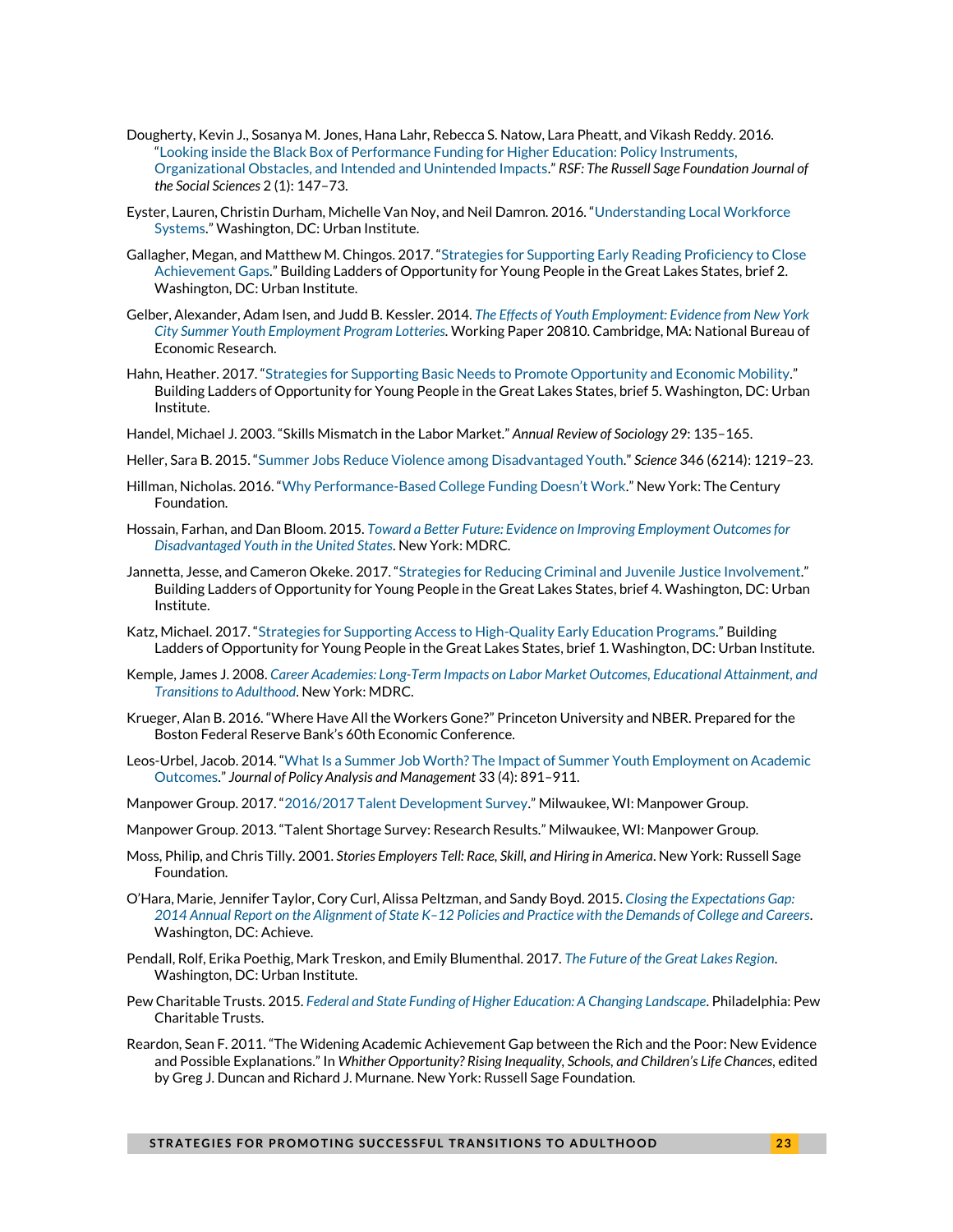Dougherty, Kevin J., Sosanya M. Jones, Hana Lahr, Rebecca S. Natow, Lara Pheatt, and Vikash Reddy. 2016. "Looking inside the Black Box of Performance Funding for Higher Education: Policy Instruments, Organizational Obstacles, and Intended and Unintended Impacts." *RSF: The Russell Sage Foundation Journal of the Social Sciences* 2 (1): 147–73.

Eyster, Lauren, Christin Durham, Michelle Van Noy, and Neil Damron. 2016. "Understanding Local Workforce Systems." Washington, DC: Urban Institute.

Gallagher, Megan, and Matthew M. Chingos. 2017. "Strategies for Supporting Early Reading Proficiency to Close Achievement Gaps." Building Ladders of Opportunity for Young People in the Great Lakes States, brief 2. Washington, DC: Urban Institute.

Gelber, Alexander, Adam Isen, and Judd B. Kessler. 2014. *The Effects of Youth Employment: Evidence from New York City Summer Youth Employment Program Lotteries.* Working Paper 20810. Cambridge, MA: National Bureau of Economic Research.

Hahn, Heather. 2017. "Strategies for Supporting Basic Needs to Promote Opportunity and Economic Mobility." Building Ladders of Opportunity for Young People in the Great Lakes States, brief 5. Washington, DC: Urban Institute.

Handel, Michael J. 2003. "Skills Mismatch in the Labor Market." *Annual Review of Sociology* 29: 135–165.

Heller, Sara B. 2015. "Summer Jobs Reduce Violence among Disadvantaged Youth." *Science* 346 (6214): 1219–23.

Hillman, Nicholas. 2016. "Why Performance-Based College Funding Doesn't Work." New York: The Century Foundation.

Hossain, Farhan, and Dan Bloom. 2015. *Toward a Better Future: Evidence on Improving Employment Outcomes for Disadvantaged Youth in the United States*. New York: MDRC.

Jannetta, Jesse, and Cameron Okeke. 2017. "Strategies for Reducing Criminal and Juvenile Justice Involvement." Building Ladders of Opportunity for Young People in the Great Lakes States, brief 4. Washington, DC: Urban Institute.

Katz, Michael. 2017. "Strategies for Supporting Access to High-Quality Early Education Programs." Building Ladders of Opportunity for Young People in the Great Lakes States, brief 1. Washington, DC: Urban Institute.

Kemple, James J. 2008. *Career Academies: Long-Term Impacts on Labor Market Outcomes, Educational Attainment, and Transitions to Adulthood*. New York: MDRC.

Krueger, Alan B. 2016. "Where Have All the Workers Gone?" Princeton University and NBER. Prepared for the Boston Federal Reserve Bank's 60th Economic Conference.

Leos-Urbel, Jacob. 2014. "What Is a Summer Job Worth? The Impact of Summer Youth Employment on Academic Outcomes." *Journal of Policy Analysis and Management* 33 (4): 891–911.

Manpower Group. 2017. "2016/2017 Talent Development Survey." Milwaukee, WI: Manpower Group.

Manpower Group. 2013. "Talent Shortage Survey: Research Results." Milwaukee, WI: Manpower Group.

Moss, Philip, and Chris Tilly. 2001. *Stories Employers Tell: Race, Skill, and Hiring in America*. New York: Russell Sage Foundation.

O'Hara, Marie, Jennifer Taylor, Cory Curl, Alissa Peltzman, and Sandy Boyd. 2015. *Closing the Expectations Gap: 2014 Annual Report on the Alignment of State K–12 Policies and Practice with the Demands of College and Careers*. Washington, DC: Achieve.

Pendall, Rolf, Erika Poethig, Mark Treskon, and Emily Blumenthal. 2017. *The Future of the Great Lakes Region*. Washington, DC: Urban Institute.

Pew Charitable Trusts. 2015. *Federal and State Funding of Higher Education: A Changing Landscape*. Philadelphia: Pew Charitable Trusts.

Reardon, Sean F. 2011. "The Widening Academic Achievement Gap between the Rich and the Poor: New Evidence and Possible Explanations." In *Whither Opportunity? Rising Inequality, Schools, and Children's Life Chances*, edited by Greg J. Duncan and Richard J. Murnane. New York: Russell Sage Foundation.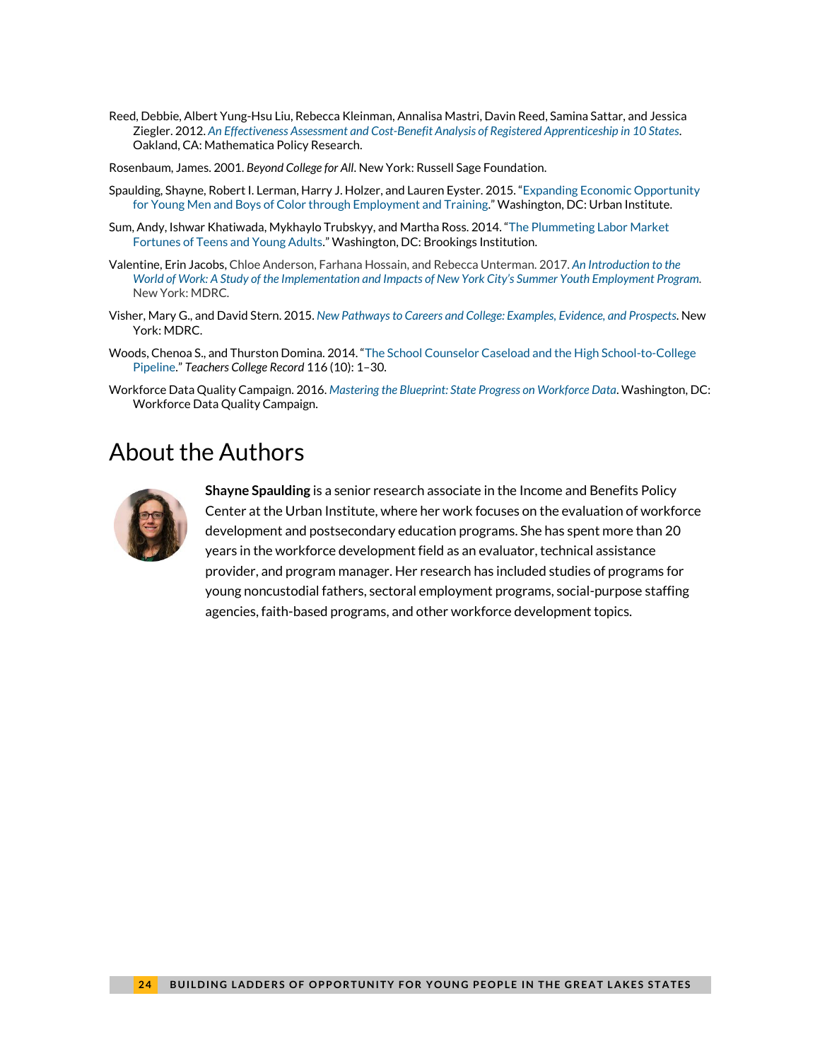Reed, Debbie, Albert Yung-Hsu Liu, Rebecca Kleinman, Annalisa Mastri, Davin Reed, Samina Sattar, and Jessica Ziegler. 2012. *An Effectiveness Assessment and Cost-Benefit Analysis of Registered Apprenticeship in 10 States*. Oakland, CA: Mathematica Policy Research.

Rosenbaum, James. 2001. *Beyond College for All*. New York: Russell Sage Foundation.

Spaulding, Shayne, Robert I. Lerman, Harry J. Holzer, and Lauren Eyster. 2015. "Expanding Economic Opportunity for Young Men and Boys of Color through Employment and Training." Washington, DC: Urban Institute.

Sum, Andy, Ishwar Khatiwada, Mykhaylo Trubskyy, and Martha Ross. 2014. "The Plummeting Labor Market Fortunes of Teens and Young Adults." Washington, DC: Brookings Institution.

Valentine, Erin Jacobs, Chloe Anderson, Farhana Hossain, and Rebecca Unterman. 2017. *An Introduction to the World of Work: A Study of the Implementation and Impacts of New York City's Summer Youth Employment Program.* New York: MDRC.

Visher, Mary G., and David Stern. 2015. *New Pathways to Careers and College: Examples, Evidence, and Prospects*. New York: MDRC.

Woods, Chenoa S., and Thurston Domina. 2014. "The School Counselor Caseload and the High School-to-College Pipeline." *Teachers College Record* 116 (10): 1–30.

Workforce Data Quality Campaign. 2016. *Mastering the Blueprint: State Progress on Workforce Data*. Washington, DC: Workforce Data Quality Campaign.

# About the Authors

**Shayne Spaulding** is a senior research associate in the Income and Benefits Policy Center at the Urban Institute, where her work focuses on the evaluation of workforce development and postsecondary education programs. She has spent more than 20 years in the workforce development field as an evaluator, technical assistance provider, and program manager. Her research has included studies of programs for young noncustodial fathers, sectoral employment programs, social-purpose staffing agencies, faith-based programs, and other workforce development topics.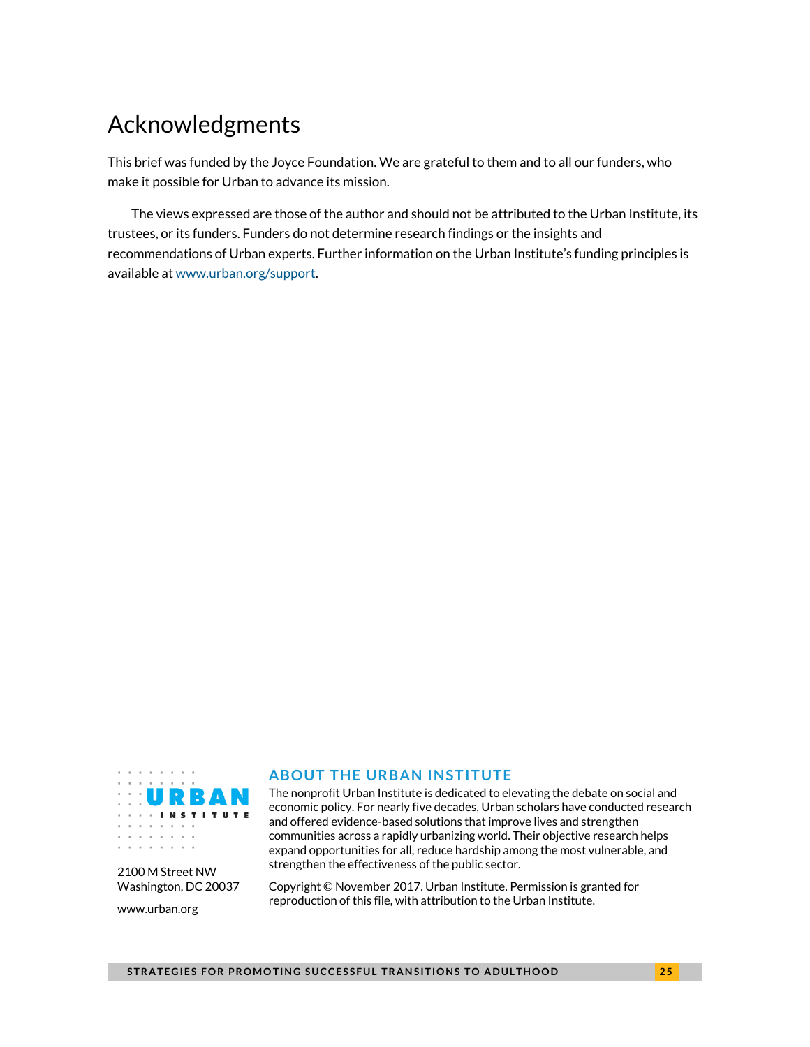# Acknowledgments

This brief was funded by the Joyce Foundation. We are grateful to them and to all our funders, who make it possible for Urban to advance its mission.

The views expressed are those of the author and should not be attributed to the Urban Institute, its trustees, or its funders. Funders do not determine research findings or the insights and recommendations of Urban experts. Further information on the Urban Institute's funding principles is available at www.urban.org/support.

URBAN INSTITUTE

2100 M Street NW
Washington, DC 20037

www.urban.org

## ABOUT THE URBAN INSTITUTE

The nonprofit Urban Institute is dedicated to elevating the debate on social and economic policy. For nearly five decades, Urban scholars have conducted research and offered evidence-based solutions that improve lives and strengthen communities across a rapidly urbanizing world. Their objective research helps expand opportunities for all, reduce hardship among the most vulnerable, and strengthen the effectiveness of the public sector.

Copyright © November 2017. Urban Institute. Permission is granted for reproduction of this file, with attribution to the Urban Institute.